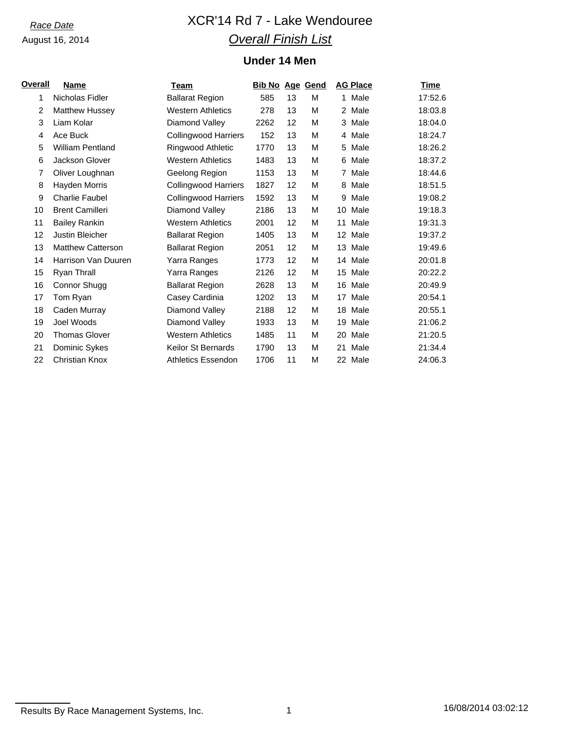*Race Date*

August 16, 2014

# XCR'14 Rd 7 - Lake Wendouree

## *Overall Finish List*

### Under 14 Men

| Overall | Name | Team | Bib No | Age | Gend | AG Place | Time |
|---|---|---|---|---|---|---|---|
| 1 | Nicholas Fidler | Ballarat Region | 585 | 13 | M | 1 Male | 17:52.6 |
| 2 | Matthew Hussey | Western Athletics | 278 | 13 | M | 2 Male | 18:03.8 |
| 3 | Liam Kolar | Diamond Valley | 2262 | 12 | M | 3 Male | 18:04.0 |
| 4 | Ace Buck | Collingwood Harriers | 152 | 13 | M | 4 Male | 18:24.7 |
| 5 | William Pentland | Ringwood Athletic | 1770 | 13 | M | 5 Male | 18:26.2 |
| 6 | Jackson Glover | Western Athletics | 1483 | 13 | M | 6 Male | 18:37.2 |
| 7 | Oliver Loughnan | Geelong Region | 1153 | 13 | M | 7 Male | 18:44.6 |
| 8 | Hayden Morris | Collingwood Harriers | 1827 | 12 | M | 8 Male | 18:51.5 |
| 9 | Charlie Faubel | Collingwood Harriers | 1592 | 13 | M | 9 Male | 19:08.2 |
| 10 | Brent Camilleri | Diamond Valley | 2186 | 13 | M | 10 Male | 19:18.3 |
| 11 | Bailey Rankin | Western Athletics | 2001 | 12 | M | 11 Male | 19:31.3 |
| 12 | Justin Bleicher | Ballarat Region | 1405 | 13 | M | 12 Male | 19:37.2 |
| 13 | Matthew Catterson | Ballarat Region | 2051 | 12 | M | 13 Male | 19:49.6 |
| 14 | Harrison Van Duuren | Yarra Ranges | 1773 | 12 | M | 14 Male | 20:01.8 |
| 15 | Ryan Thrall | Yarra Ranges | 2126 | 12 | M | 15 Male | 20:22.2 |
| 16 | Connor Shugg | Ballarat Region | 2628 | 13 | M | 16 Male | 20:49.9 |
| 17 | Tom Ryan | Casey Cardinia | 1202 | 13 | M | 17 Male | 20:54.1 |
| 18 | Caden Murray | Diamond Valley | 2188 | 12 | M | 18 Male | 20:55.1 |
| 19 | Joel Woods | Diamond Valley | 1933 | 13 | M | 19 Male | 21:06.2 |
| 20 | Thomas Glover | Western Athletics | 1485 | 11 | M | 20 Male | 21:20.5 |
| 21 | Dominic Sykes | Keilor St Bernards | 1790 | 13 | M | 21 Male | 21:34.4 |
| 22 | Christian Knox | Athletics Essendon | 1706 | 11 | M | 22 Male | 24:06.3 |

Results By Race Management Systems, Inc.

16/08/2014 03:02:12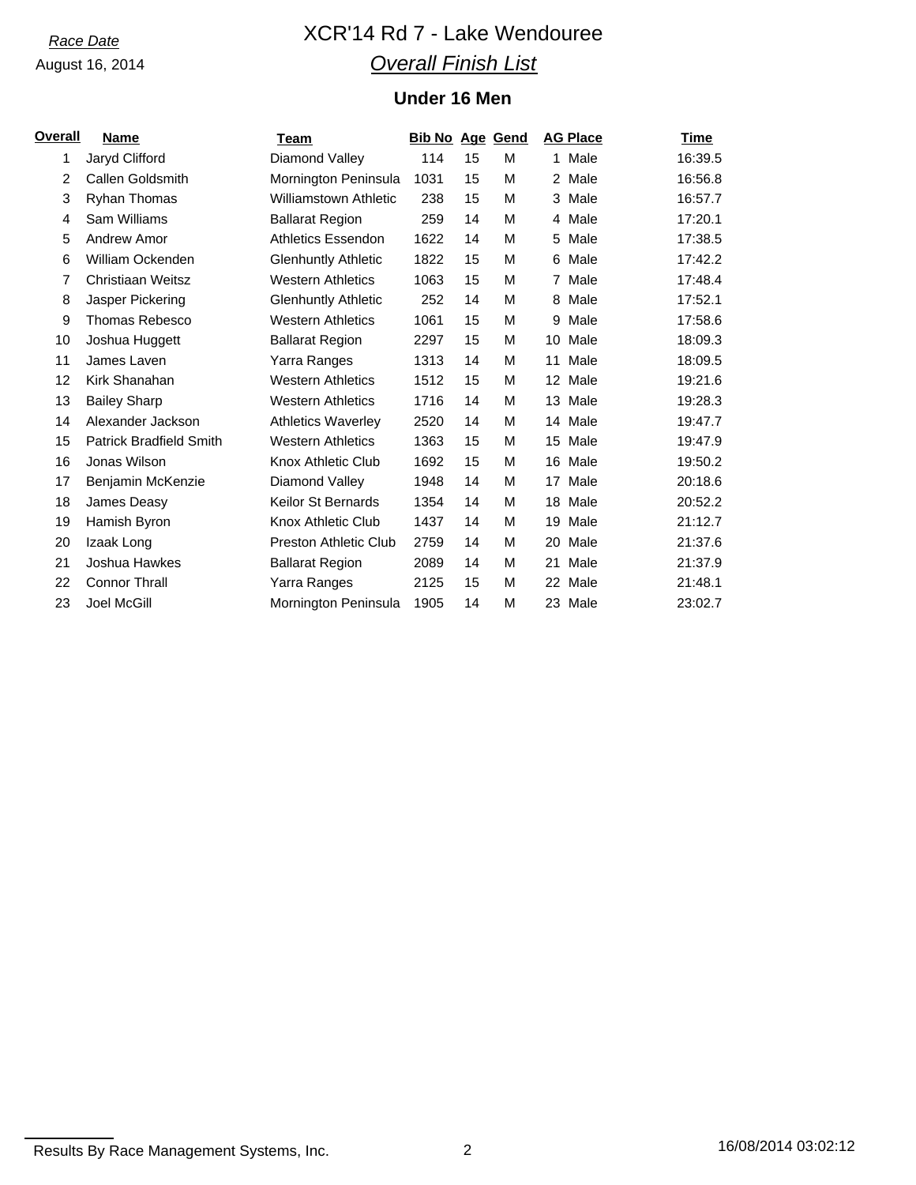*Race Date*

August 16, 2014

# XCR'14 Rd 7 - Lake Wendouree

## *Overall Finish List*

### Under 16 Men

| Overall | Name | Team | Bib No | Age | Gend | AG Place | Time |
|---|---|---|---|---|---|---|---|
| 1 | Jaryd Clifford | Diamond Valley | 114 | 15 | M | 1 Male | 16:39.5 |
| 2 | Callen Goldsmith | Mornington Peninsula | 1031 | 15 | M | 2 Male | 16:56.8 |
| 3 | Ryhan Thomas | Williamstown Athletic | 238 | 15 | M | 3 Male | 16:57.7 |
| 4 | Sam Williams | Ballarat Region | 259 | 14 | M | 4 Male | 17:20.1 |
| 5 | Andrew Amor | Athletics Essendon | 1622 | 14 | M | 5 Male | 17:38.5 |
| 6 | William Ockenden | Glenhuntly Athletic | 1822 | 15 | M | 6 Male | 17:42.2 |
| 7 | Christiaan Weitsz | Western Athletics | 1063 | 15 | M | 7 Male | 17:48.4 |
| 8 | Jasper Pickering | Glenhuntly Athletic | 252 | 14 | M | 8 Male | 17:52.1 |
| 9 | Thomas Rebesco | Western Athletics | 1061 | 15 | M | 9 Male | 17:58.6 |
| 10 | Joshua Huggett | Ballarat Region | 2297 | 15 | M | 10 Male | 18:09.3 |
| 11 | James Laven | Yarra Ranges | 1313 | 14 | M | 11 Male | 18:09.5 |
| 12 | Kirk Shanahan | Western Athletics | 1512 | 15 | M | 12 Male | 19:21.6 |
| 13 | Bailey Sharp | Western Athletics | 1716 | 14 | M | 13 Male | 19:28.3 |
| 14 | Alexander Jackson | Athletics Waverley | 2520 | 14 | M | 14 Male | 19:47.7 |
| 15 | Patrick Bradfield Smith | Western Athletics | 1363 | 15 | M | 15 Male | 19:47.9 |
| 16 | Jonas Wilson | Knox Athletic Club | 1692 | 15 | M | 16 Male | 19:50.2 |
| 17 | Benjamin McKenzie | Diamond Valley | 1948 | 14 | M | 17 Male | 20:18.6 |
| 18 | James Deasy | Keilor St Bernards | 1354 | 14 | M | 18 Male | 20:52.2 |
| 19 | Hamish Byron | Knox Athletic Club | 1437 | 14 | M | 19 Male | 21:12.7 |
| 20 | Izaak Long | Preston Athletic Club | 2759 | 14 | M | 20 Male | 21:37.6 |
| 21 | Joshua Hawkes | Ballarat Region | 2089 | 14 | M | 21 Male | 21:37.9 |
| 22 | Connor Thrall | Yarra Ranges | 2125 | 15 | M | 22 Male | 21:48.1 |
| 23 | Joel McGill | Mornington Peninsula | 1905 | 14 | M | 23 Male | 23:02.7 |

Results By Race Management Systems, Inc.

16/08/2014 03:02:12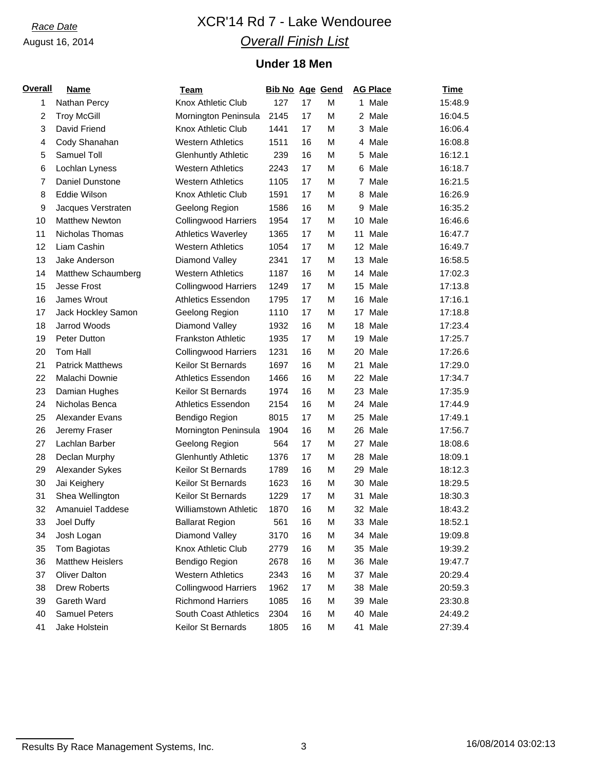*Race Date*
August 16, 2014

# XCR'14 Rd 7 - Lake Wendouree

## *Overall Finish List*

### Under 18 Men

| Overall | Name | Team | Bib No | Age | Gend | AG Place | Time |
|---|---|---|---|---|---|---|---|
| 1 | Nathan Percy | Knox Athletic Club | 127 | 17 | M | 1 Male | 15:48.9 |
| 2 | Troy McGill | Mornington Peninsula | 2145 | 17 | M | 2 Male | 16:04.5 |
| 3 | David Friend | Knox Athletic Club | 1441 | 17 | M | 3 Male | 16:06.4 |
| 4 | Cody Shanahan | Western Athletics | 1511 | 16 | M | 4 Male | 16:08.8 |
| 5 | Samuel Toll | Glenhuntly Athletic | 239 | 16 | M | 5 Male | 16:12.1 |
| 6 | Lochlan Lyness | Western Athletics | 2243 | 17 | M | 6 Male | 16:18.7 |
| 7 | Daniel Dunstone | Western Athletics | 1105 | 17 | M | 7 Male | 16:21.5 |
| 8 | Eddie Wilson | Knox Athletic Club | 1591 | 17 | M | 8 Male | 16:26.9 |
| 9 | Jacques Verstraten | Geelong Region | 1586 | 16 | M | 9 Male | 16:35.2 |
| 10 | Matthew Newton | Collingwood Harriers | 1954 | 17 | M | 10 Male | 16:46.6 |
| 11 | Nicholas Thomas | Athletics Waverley | 1365 | 17 | M | 11 Male | 16:47.7 |
| 12 | Liam Cashin | Western Athletics | 1054 | 17 | M | 12 Male | 16:49.7 |
| 13 | Jake Anderson | Diamond Valley | 2341 | 17 | M | 13 Male | 16:58.5 |
| 14 | Matthew Schaumberg | Western Athletics | 1187 | 16 | M | 14 Male | 17:02.3 |
| 15 | Jesse Frost | Collingwood Harriers | 1249 | 17 | M | 15 Male | 17:13.8 |
| 16 | James Wrout | Athletics Essendon | 1795 | 17 | M | 16 Male | 17:16.1 |
| 17 | Jack Hockley Samon | Geelong Region | 1110 | 17 | M | 17 Male | 17:18.8 |
| 18 | Jarrod Woods | Diamond Valley | 1932 | 16 | M | 18 Male | 17:23.4 |
| 19 | Peter Dutton | Frankston Athletic | 1935 | 17 | M | 19 Male | 17:25.7 |
| 20 | Tom Hall | Collingwood Harriers | 1231 | 16 | M | 20 Male | 17:26.6 |
| 21 | Patrick Matthews | Keilor St Bernards | 1697 | 16 | M | 21 Male | 17:29.0 |
| 22 | Malachi Downie | Athletics Essendon | 1466 | 16 | M | 22 Male | 17:34.7 |
| 23 | Damian Hughes | Keilor St Bernards | 1974 | 16 | M | 23 Male | 17:35.9 |
| 24 | Nicholas Benca | Athletics Essendon | 2154 | 16 | M | 24 Male | 17:44.9 |
| 25 | Alexander Evans | Bendigo Region | 8015 | 17 | M | 25 Male | 17:49.1 |
| 26 | Jeremy Fraser | Mornington Peninsula | 1904 | 16 | M | 26 Male | 17:56.7 |
| 27 | Lachlan Barber | Geelong Region | 564 | 17 | M | 27 Male | 18:08.6 |
| 28 | Declan Murphy | Glenhuntly Athletic | 1376 | 17 | M | 28 Male | 18:09.1 |
| 29 | Alexander Sykes | Keilor St Bernards | 1789 | 16 | M | 29 Male | 18:12.3 |
| 30 | Jai Keighery | Keilor St Bernards | 1623 | 16 | M | 30 Male | 18:29.5 |
| 31 | Shea Wellington | Keilor St Bernards | 1229 | 17 | M | 31 Male | 18:30.3 |
| 32 | Amanuiel Taddese | Williamstown Athletic | 1870 | 16 | M | 32 Male | 18:43.2 |
| 33 | Joel Duffy | Ballarat Region | 561 | 16 | M | 33 Male | 18:52.1 |
| 34 | Josh Logan | Diamond Valley | 3170 | 16 | M | 34 Male | 19:09.8 |
| 35 | Tom Bagiotas | Knox Athletic Club | 2779 | 16 | M | 35 Male | 19:39.2 |
| 36 | Matthew Heislers | Bendigo Region | 2678 | 16 | M | 36 Male | 19:47.7 |
| 37 | Oliver Dalton | Western Athletics | 2343 | 16 | M | 37 Male | 20:29.4 |
| 38 | Drew Roberts | Collingwood Harriers | 1962 | 17 | M | 38 Male | 20:59.3 |
| 39 | Gareth Ward | Richmond Harriers | 1085 | 16 | M | 39 Male | 23:30.8 |
| 40 | Samuel Peters | South Coast Athletics | 2304 | 16 | M | 40 Male | 24:49.2 |
| 41 | Jake Holstein | Keilor St Bernards | 1805 | 16 | M | 41 Male | 27:39.4 |

Results By Race Management Systems, Inc. 16/08/2014 03:02:13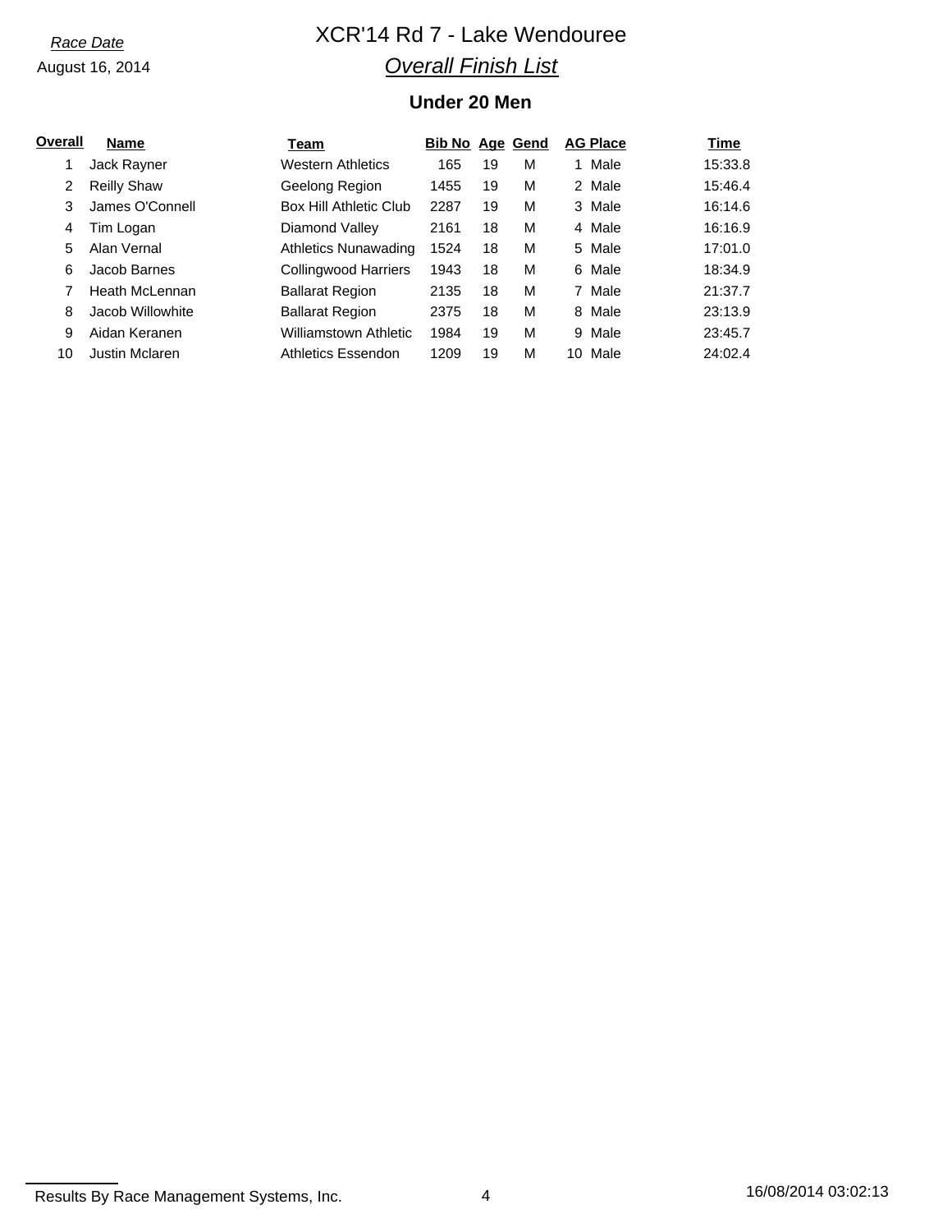*Race Date*

August 16, 2014

# XCR'14 Rd 7 - Lake Wendouree

## *Overall Finish List*

### Under 20 Men

| Overall | Name | Team | Bib No | Age | Gend | AG Place | Time |
|---|---|---|---|---|---|---|---|
| 1 | Jack Rayner | Western Athletics | 165 | 19 | M | 1 Male | 15:33.8 |
| 2 | Reilly Shaw | Geelong Region | 1455 | 19 | M | 2 Male | 15:46.4 |
| 3 | James O'Connell | Box Hill Athletic Club | 2287 | 19 | M | 3 Male | 16:14.6 |
| 4 | Tim Logan | Diamond Valley | 2161 | 18 | M | 4 Male | 16:16.9 |
| 5 | Alan Vernal | Athletics Nunawading | 1524 | 18 | M | 5 Male | 17:01.0 |
| 6 | Jacob Barnes | Collingwood Harriers | 1943 | 18 | M | 6 Male | 18:34.9 |
| 7 | Heath McLennan | Ballarat Region | 2135 | 18 | M | 7 Male | 21:37.7 |
| 8 | Jacob Willowhite | Ballarat Region | 2375 | 18 | M | 8 Male | 23:13.9 |
| 9 | Aidan Keranen | Williamstown Athletic | 1984 | 19 | M | 9 Male | 23:45.7 |
| 10 | Justin Mclaren | Athletics Essendon | 1209 | 19 | M | 10 Male | 24:02.4 |

Results By Race Management Systems, Inc.

16/08/2014 03:02:13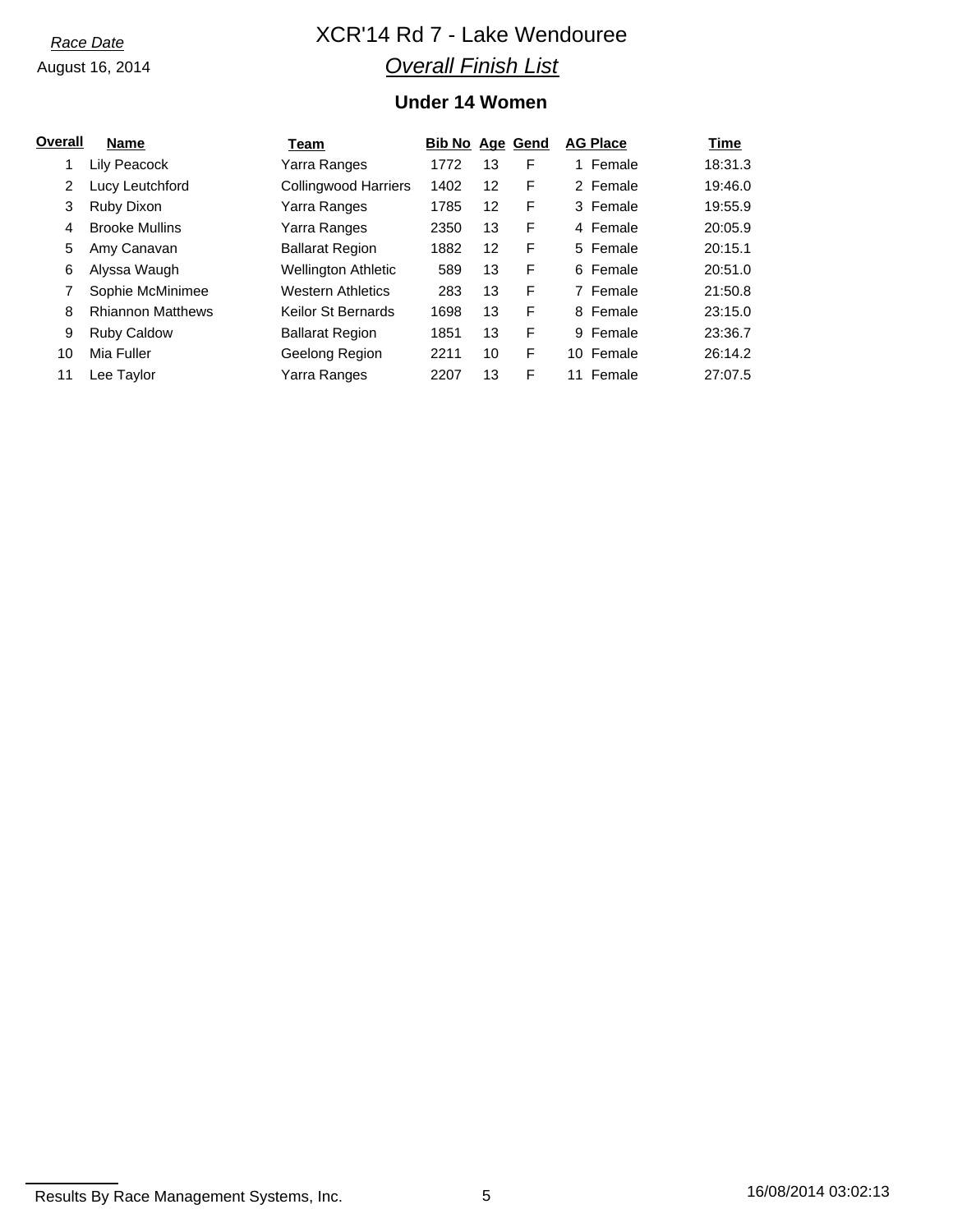*Race Date*

August 16, 2014

# XCR'14 Rd 7 - Lake Wendouree

## *Overall Finish List*

### Under 14 Women

| Overall | Name | Team | Bib No | Age | Gend | AG Place | Time |
|---|---|---|---|---|---|---|---|
| 1 | Lily Peacock | Yarra Ranges | 1772 | 13 | F | 1 Female | 18:31.3 |
| 2 | Lucy Leutchford | Collingwood Harriers | 1402 | 12 | F | 2 Female | 19:46.0 |
| 3 | Ruby Dixon | Yarra Ranges | 1785 | 12 | F | 3 Female | 19:55.9 |
| 4 | Brooke Mullins | Yarra Ranges | 2350 | 13 | F | 4 Female | 20:05.9 |
| 5 | Amy Canavan | Ballarat Region | 1882 | 12 | F | 5 Female | 20:15.1 |
| 6 | Alyssa Waugh | Wellington Athletic | 589 | 13 | F | 6 Female | 20:51.0 |
| 7 | Sophie McMinimee | Western Athletics | 283 | 13 | F | 7 Female | 21:50.8 |
| 8 | Rhiannon Matthews | Keilor St Bernards | 1698 | 13 | F | 8 Female | 23:15.0 |
| 9 | Ruby Caldow | Ballarat Region | 1851 | 13 | F | 9 Female | 23:36.7 |
| 10 | Mia Fuller | Geelong Region | 2211 | 10 | F | 10 Female | 26:14.2 |
| 11 | Lee Taylor | Yarra Ranges | 2207 | 13 | F | 11 Female | 27:07.5 |

Results By Race Management Systems, Inc.

16/08/2014 03:02:13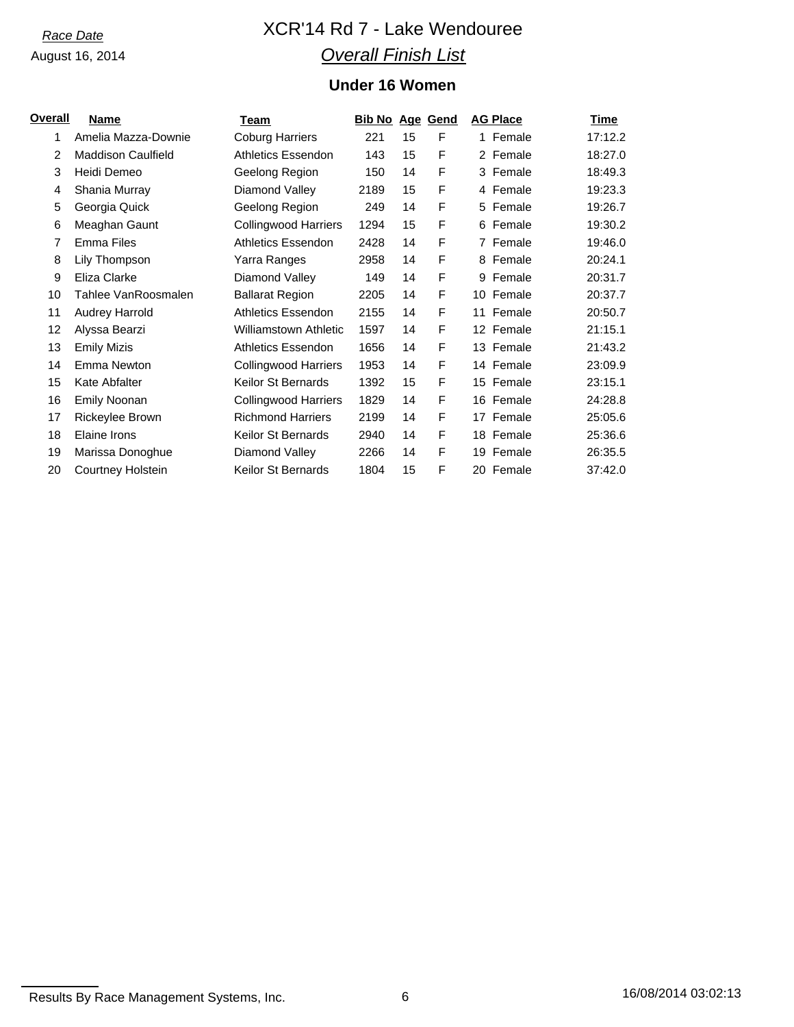*Race Date*

August 16, 2014

# XCR'14 Rd 7 - Lake Wendouree

## *Overall Finish List*

### Under 16 Women

| Overall | Name | Team | Bib No | Age | Gend | AG Place | Time |
|---|---|---|---|---|---|---|---|
| 1 | Amelia Mazza-Downie | Coburg Harriers | 221 | 15 | F | 1 Female | 17:12.2 |
| 2 | Maddison Caulfield | Athletics Essendon | 143 | 15 | F | 2 Female | 18:27.0 |
| 3 | Heidi Demeo | Geelong Region | 150 | 14 | F | 3 Female | 18:49.3 |
| 4 | Shania Murray | Diamond Valley | 2189 | 15 | F | 4 Female | 19:23.3 |
| 5 | Georgia Quick | Geelong Region | 249 | 14 | F | 5 Female | 19:26.7 |
| 6 | Meaghan Gaunt | Collingwood Harriers | 1294 | 15 | F | 6 Female | 19:30.2 |
| 7 | Emma Files | Athletics Essendon | 2428 | 14 | F | 7 Female | 19:46.0 |
| 8 | Lily Thompson | Yarra Ranges | 2958 | 14 | F | 8 Female | 20:24.1 |
| 9 | Eliza Clarke | Diamond Valley | 149 | 14 | F | 9 Female | 20:31.7 |
| 10 | Tahlee VanRoosmalen | Ballarat Region | 2205 | 14 | F | 10 Female | 20:37.7 |
| 11 | Audrey Harrold | Athletics Essendon | 2155 | 14 | F | 11 Female | 20:50.7 |
| 12 | Alyssa Bearzi | Williamstown Athletic | 1597 | 14 | F | 12 Female | 21:15.1 |
| 13 | Emily Mizis | Athletics Essendon | 1656 | 14 | F | 13 Female | 21:43.2 |
| 14 | Emma Newton | Collingwood Harriers | 1953 | 14 | F | 14 Female | 23:09.9 |
| 15 | Kate Abfalter | Keilor St Bernards | 1392 | 15 | F | 15 Female | 23:15.1 |
| 16 | Emily Noonan | Collingwood Harriers | 1829 | 14 | F | 16 Female | 24:28.8 |
| 17 | Rickeylee Brown | Richmond Harriers | 2199 | 14 | F | 17 Female | 25:05.6 |
| 18 | Elaine Irons | Keilor St Bernards | 2940 | 14 | F | 18 Female | 25:36.6 |
| 19 | Marissa Donoghue | Diamond Valley | 2266 | 14 | F | 19 Female | 26:35.5 |
| 20 | Courtney Holstein | Keilor St Bernards | 1804 | 15 | F | 20 Female | 37:42.0 |

Results By Race Management Systems, Inc. 16/08/2014 03:02:13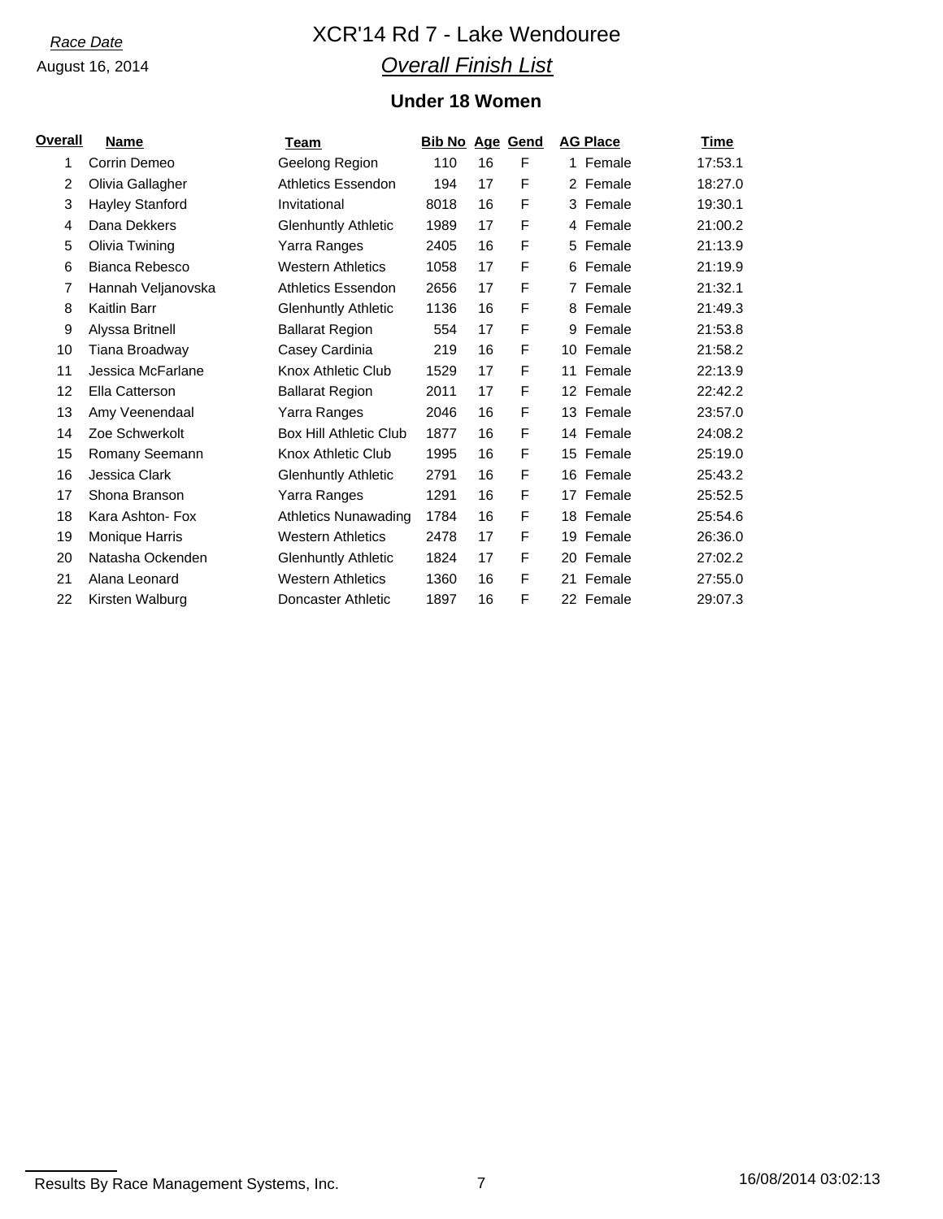*Race Date*

August 16, 2014

# XCR'14 Rd 7 - Lake Wendouree

## *Overall Finish List*

### Under 18 Women

| Overall | Name | Team | Bib No | Age | Gend | AG Place | Time |
|---|---|---|---|---|---|---|---|
| 1 | Corrin Demeo | Geelong Region | 110 | 16 | F | 1 Female | 17:53.1 |
| 2 | Olivia Gallagher | Athletics Essendon | 194 | 17 | F | 2 Female | 18:27.0 |
| 3 | Hayley Stanford | Invitational | 8018 | 16 | F | 3 Female | 19:30.1 |
| 4 | Dana Dekkers | Glenhuntly Athletic | 1989 | 17 | F | 4 Female | 21:00.2 |
| 5 | Olivia Twining | Yarra Ranges | 2405 | 16 | F | 5 Female | 21:13.9 |
| 6 | Bianca Rebesco | Western Athletics | 1058 | 17 | F | 6 Female | 21:19.9 |
| 7 | Hannah Veljanovska | Athletics Essendon | 2656 | 17 | F | 7 Female | 21:32.1 |
| 8 | Kaitlin Barr | Glenhuntly Athletic | 1136 | 16 | F | 8 Female | 21:49.3 |
| 9 | Alyssa Britnell | Ballarat Region | 554 | 17 | F | 9 Female | 21:53.8 |
| 10 | Tiana Broadway | Casey Cardinia | 219 | 16 | F | 10 Female | 21:58.2 |
| 11 | Jessica McFarlane | Knox Athletic Club | 1529 | 17 | F | 11 Female | 22:13.9 |
| 12 | Ella Catterson | Ballarat Region | 2011 | 17 | F | 12 Female | 22:42.2 |
| 13 | Amy Veenendaal | Yarra Ranges | 2046 | 16 | F | 13 Female | 23:57.0 |
| 14 | Zoe Schwerkolt | Box Hill Athletic Club | 1877 | 16 | F | 14 Female | 24:08.2 |
| 15 | Romany Seemann | Knox Athletic Club | 1995 | 16 | F | 15 Female | 25:19.0 |
| 16 | Jessica Clark | Glenhuntly Athletic | 2791 | 16 | F | 16 Female | 25:43.2 |
| 17 | Shona Branson | Yarra Ranges | 1291 | 16 | F | 17 Female | 25:52.5 |
| 18 | Kara Ashton- Fox | Athletics Nunawading | 1784 | 16 | F | 18 Female | 25:54.6 |
| 19 | Monique Harris | Western Athletics | 2478 | 17 | F | 19 Female | 26:36.0 |
| 20 | Natasha Ockenden | Glenhuntly Athletic | 1824 | 17 | F | 20 Female | 27:02.2 |
| 21 | Alana Leonard | Western Athletics | 1360 | 16 | F | 21 Female | 27:55.0 |
| 22 | Kirsten Walburg | Doncaster Athletic | 1897 | 16 | F | 22 Female | 29:07.3 |

Results By Race Management Systems, Inc.

16/08/2014 03:02:13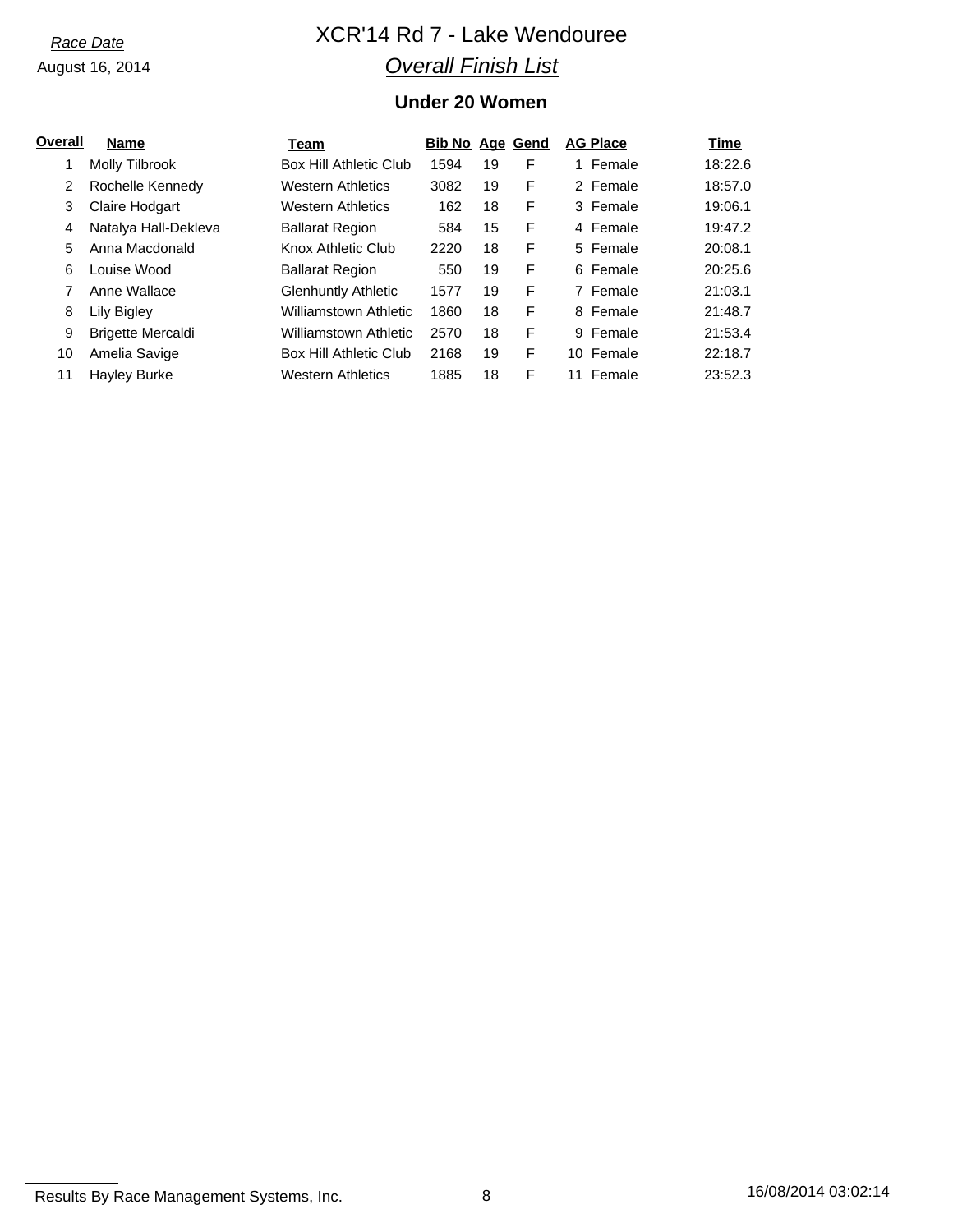*Race Date*

August 16, 2014

# XCR'14 Rd 7 - Lake Wendouree

## *Overall Finish List*

### Under 20 Women

| Overall | Name | Team | Bib No | Age | Gend | AG Place | Time |
|---|---|---|---|---|---|---|---|
| 1 | Molly Tilbrook | Box Hill Athletic Club | 1594 | 19 | F | 1 Female | 18:22.6 |
| 2 | Rochelle Kennedy | Western Athletics | 3082 | 19 | F | 2 Female | 18:57.0 |
| 3 | Claire Hodgart | Western Athletics | 162 | 18 | F | 3 Female | 19:06.1 |
| 4 | Natalya Hall-Dekleva | Ballarat Region | 584 | 15 | F | 4 Female | 19:47.2 |
| 5 | Anna Macdonald | Knox Athletic Club | 2220 | 18 | F | 5 Female | 20:08.1 |
| 6 | Louise Wood | Ballarat Region | 550 | 19 | F | 6 Female | 20:25.6 |
| 7 | Anne Wallace | Glenhuntly Athletic | 1577 | 19 | F | 7 Female | 21:03.1 |
| 8 | Lily Bigley | Williamstown Athletic | 1860 | 18 | F | 8 Female | 21:48.7 |
| 9 | Brigette Mercaldi | Williamstown Athletic | 2570 | 18 | F | 9 Female | 21:53.4 |
| 10 | Amelia Savige | Box Hill Athletic Club | 2168 | 19 | F | 10 Female | 22:18.7 |
| 11 | Hayley Burke | Western Athletics | 1885 | 18 | F | 11 Female | 23:52.3 |

Results By Race Management Systems, Inc. 16/08/2014 03:02:14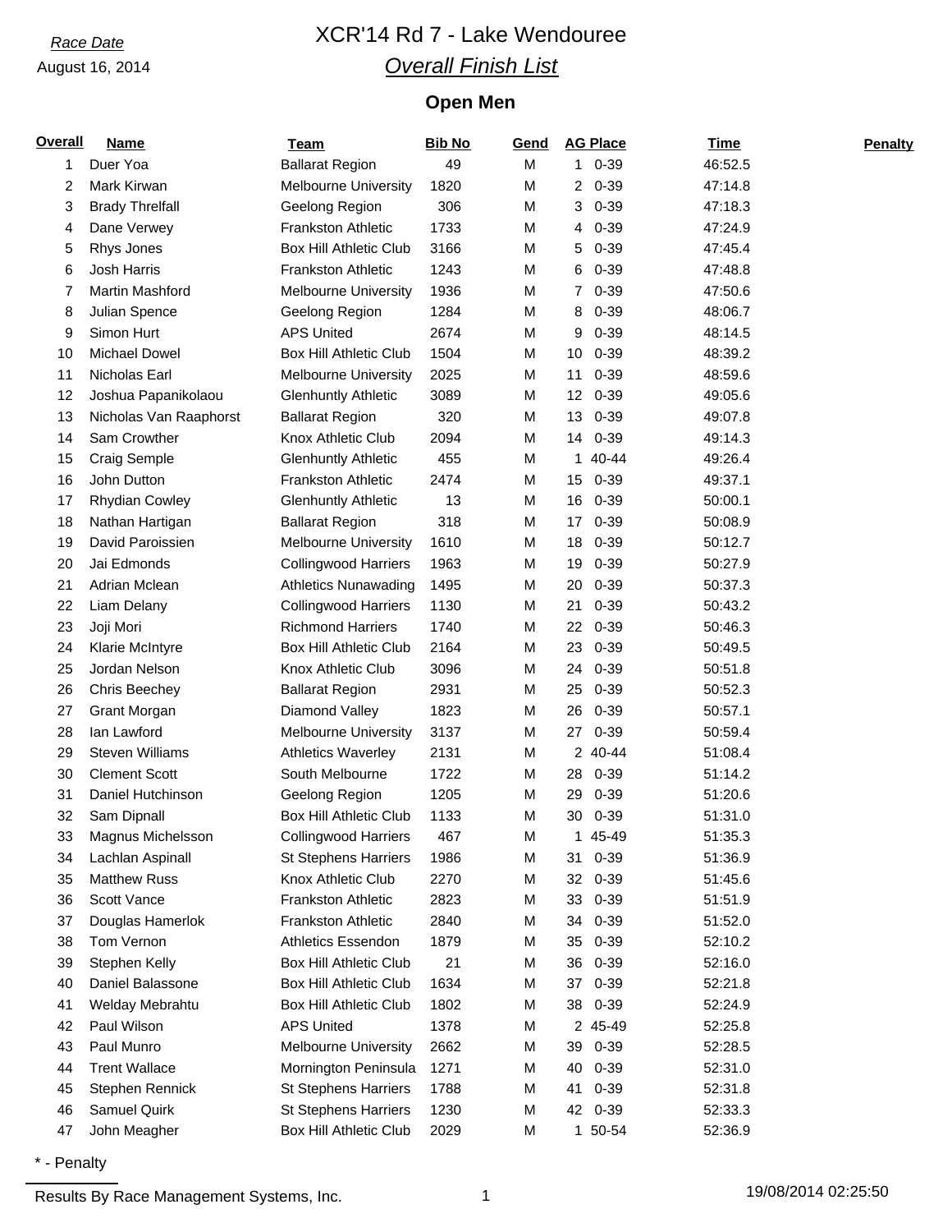*Race Date*

August 16, 2014

# XCR'14 Rd 7 - Lake Wendouree

## *Overall Finish List*

### Open Men

| Overall | Name | Team | Bib No | Gend | AG Place | Time | Penalty |
|---|---|---|---|---|---|---|---|
| 1 | Duer Yoa | Ballarat Region | 49 | M | 1 0-39 | 46:52.5 | |
| 2 | Mark Kirwan | Melbourne University | 1820 | M | 2 0-39 | 47:14.8 | |
| 3 | Brady Threlfall | Geelong Region | 306 | M | 3 0-39 | 47:18.3 | |
| 4 | Dane Verwey | Frankston Athletic | 1733 | M | 4 0-39 | 47:24.9 | |
| 5 | Rhys Jones | Box Hill Athletic Club | 3166 | M | 5 0-39 | 47:45.4 | |
| 6 | Josh Harris | Frankston Athletic | 1243 | M | 6 0-39 | 47:48.8 | |
| 7 | Martin Mashford | Melbourne University | 1936 | M | 7 0-39 | 47:50.6 | |
| 8 | Julian Spence | Geelong Region | 1284 | M | 8 0-39 | 48:06.7 | |
| 9 | Simon Hurt | APS United | 2674 | M | 9 0-39 | 48:14.5 | |
| 10 | Michael Dowel | Box Hill Athletic Club | 1504 | M | 10 0-39 | 48:39.2 | |
| 11 | Nicholas Earl | Melbourne University | 2025 | M | 11 0-39 | 48:59.6 | |
| 12 | Joshua Papanikolaou | Glenhuntly Athletic | 3089 | M | 12 0-39 | 49:05.6 | |
| 13 | Nicholas Van Raaphorst | Ballarat Region | 320 | M | 13 0-39 | 49:07.8 | |
| 14 | Sam Crowther | Knox Athletic Club | 2094 | M | 14 0-39 | 49:14.3 | |
| 15 | Craig Semple | Glenhuntly Athletic | 455 | M | 1 40-44 | 49:26.4 | |
| 16 | John Dutton | Frankston Athletic | 2474 | M | 15 0-39 | 49:37.1 | |
| 17 | Rhydian Cowley | Glenhuntly Athletic | 13 | M | 16 0-39 | 50:00.1 | |
| 18 | Nathan Hartigan | Ballarat Region | 318 | M | 17 0-39 | 50:08.9 | |
| 19 | David Paroissien | Melbourne University | 1610 | M | 18 0-39 | 50:12.7 | |
| 20 | Jai Edmonds | Collingwood Harriers | 1963 | M | 19 0-39 | 50:27.9 | |
| 21 | Adrian Mclean | Athletics Nunawading | 1495 | M | 20 0-39 | 50:37.3 | |
| 22 | Liam Delany | Collingwood Harriers | 1130 | M | 21 0-39 | 50:43.2 | |
| 23 | Joji Mori | Richmond Harriers | 1740 | M | 22 0-39 | 50:46.3 | |
| 24 | Klarie McIntyre | Box Hill Athletic Club | 2164 | M | 23 0-39 | 50:49.5 | |
| 25 | Jordan Nelson | Knox Athletic Club | 3096 | M | 24 0-39 | 50:51.8 | |
| 26 | Chris Beechey | Ballarat Region | 2931 | M | 25 0-39 | 50:52.3 | |
| 27 | Grant Morgan | Diamond Valley | 1823 | M | 26 0-39 | 50:57.1 | |
| 28 | Ian Lawford | Melbourne University | 3137 | M | 27 0-39 | 50:59.4 | |
| 29 | Steven Williams | Athletics Waverley | 2131 | M | 2 40-44 | 51:08.4 | |
| 30 | Clement Scott | South Melbourne | 1722 | M | 28 0-39 | 51:14.2 | |
| 31 | Daniel Hutchinson | Geelong Region | 1205 | M | 29 0-39 | 51:20.6 | |
| 32 | Sam Dipnall | Box Hill Athletic Club | 1133 | M | 30 0-39 | 51:31.0 | |
| 33 | Magnus Michelsson | Collingwood Harriers | 467 | M | 1 45-49 | 51:35.3 | |
| 34 | Lachlan Aspinall | St Stephens Harriers | 1986 | M | 31 0-39 | 51:36.9 | |
| 35 | Matthew Russ | Knox Athletic Club | 2270 | M | 32 0-39 | 51:45.6 | |
| 36 | Scott Vance | Frankston Athletic | 2823 | M | 33 0-39 | 51:51.9 | |
| 37 | Douglas Hamerlok | Frankston Athletic | 2840 | M | 34 0-39 | 51:52.0 | |
| 38 | Tom Vernon | Athletics Essendon | 1879 | M | 35 0-39 | 52:10.2 | |
| 39 | Stephen Kelly | Box Hill Athletic Club | 21 | M | 36 0-39 | 52:16.0 | |
| 40 | Daniel Balassone | Box Hill Athletic Club | 1634 | M | 37 0-39 | 52:21.8 | |
| 41 | Welday Mebrahtu | Box Hill Athletic Club | 1802 | M | 38 0-39 | 52:24.9 | |
| 42 | Paul Wilson | APS United | 1378 | M | 2 45-49 | 52:25.8 | |
| 43 | Paul Munro | Melbourne University | 2662 | M | 39 0-39 | 52:28.5 | |
| 44 | Trent Wallace | Mornington Peninsula | 1271 | M | 40 0-39 | 52:31.0 | |
| 45 | Stephen Rennick | St Stephens Harriers | 1788 | M | 41 0-39 | 52:31.8 | |
| 46 | Samuel Quirk | St Stephens Harriers | 1230 | M | 42 0-39 | 52:33.3 | |
| 47 | John Meagher | Box Hill Athletic Club | 2029 | M | 1 50-54 | 52:36.9 | |

* - Penalty

Results By Race Management Systems, Inc.

19/08/2014 02:25:50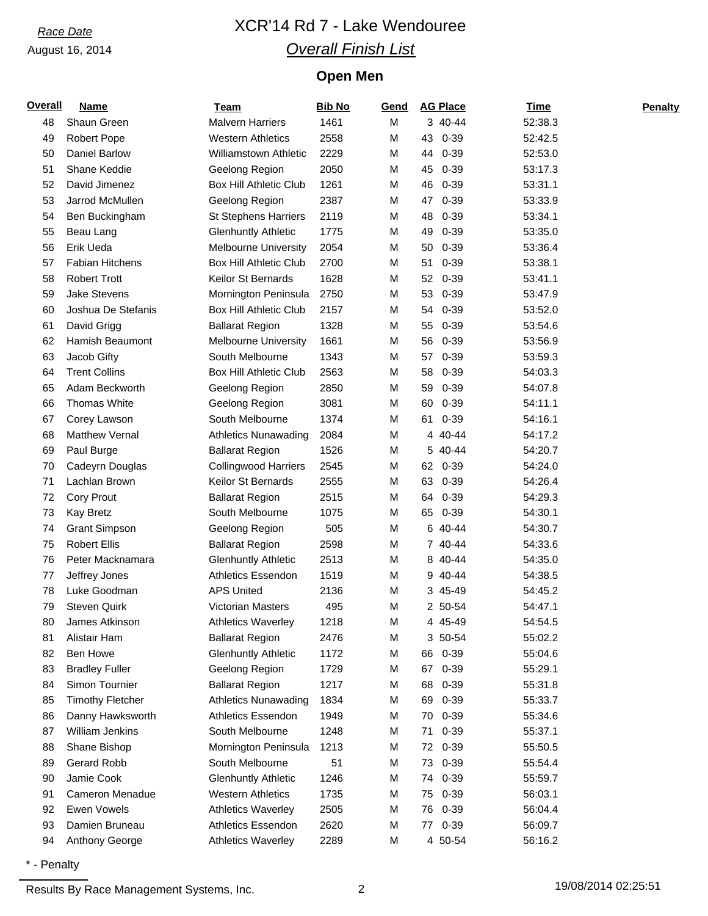*Race Date*

August 16, 2014

# XCR'14 Rd 7 - Lake Wendouree

## *Overall Finish List*

### Open Men

| Overall | Name | Team | Bib No | Gend | AG Place | Time | Penalty |
|---|---|---|---|---|---|---|---|
| 48 | Shaun Green | Malvern Harriers | 1461 | M | 3 40-44 | 52:38.3 | |
| 49 | Robert Pope | Western Athletics | 2558 | M | 43 0-39 | 52:42.5 | |
| 50 | Daniel Barlow | Williamstown Athletic | 2229 | M | 44 0-39 | 52:53.0 | |
| 51 | Shane Keddie | Geelong Region | 2050 | M | 45 0-39 | 53:17.3 | |
| 52 | David Jimenez | Box Hill Athletic Club | 1261 | M | 46 0-39 | 53:31.1 | |
| 53 | Jarrod McMullen | Geelong Region | 2387 | M | 47 0-39 | 53:33.9 | |
| 54 | Ben Buckingham | St Stephens Harriers | 2119 | M | 48 0-39 | 53:34.1 | |
| 55 | Beau Lang | Glenhuntly Athletic | 1775 | M | 49 0-39 | 53:35.0 | |
| 56 | Erik Ueda | Melbourne University | 2054 | M | 50 0-39 | 53:36.4 | |
| 57 | Fabian Hitchens | Box Hill Athletic Club | 2700 | M | 51 0-39 | 53:38.1 | |
| 58 | Robert Trott | Keilor St Bernards | 1628 | M | 52 0-39 | 53:41.1 | |
| 59 | Jake Stevens | Mornington Peninsula | 2750 | M | 53 0-39 | 53:47.9 | |
| 60 | Joshua De Stefanis | Box Hill Athletic Club | 2157 | M | 54 0-39 | 53:52.0 | |
| 61 | David Grigg | Ballarat Region | 1328 | M | 55 0-39 | 53:54.6 | |
| 62 | Hamish Beaumont | Melbourne University | 1661 | M | 56 0-39 | 53:56.9 | |
| 63 | Jacob Gifty | South Melbourne | 1343 | M | 57 0-39 | 53:59.3 | |
| 64 | Trent Collins | Box Hill Athletic Club | 2563 | M | 58 0-39 | 54:03.3 | |
| 65 | Adam Beckworth | Geelong Region | 2850 | M | 59 0-39 | 54:07.8 | |
| 66 | Thomas White | Geelong Region | 3081 | M | 60 0-39 | 54:11.1 | |
| 67 | Corey Lawson | South Melbourne | 1374 | M | 61 0-39 | 54:16.1 | |
| 68 | Matthew Vernal | Athletics Nunawading | 2084 | M | 4 40-44 | 54:17.2 | |
| 69 | Paul Burge | Ballarat Region | 1526 | M | 5 40-44 | 54:20.7 | |
| 70 | Cadeyrn Douglas | Collingwood Harriers | 2545 | M | 62 0-39 | 54:24.0 | |
| 71 | Lachlan Brown | Keilor St Bernards | 2555 | M | 63 0-39 | 54:26.4 | |
| 72 | Cory Prout | Ballarat Region | 2515 | M | 64 0-39 | 54:29.3 | |
| 73 | Kay Bretz | South Melbourne | 1075 | M | 65 0-39 | 54:30.1 | |
| 74 | Grant Simpson | Geelong Region | 505 | M | 6 40-44 | 54:30.7 | |
| 75 | Robert Ellis | Ballarat Region | 2598 | M | 7 40-44 | 54:33.6 | |
| 76 | Peter Macknamara | Glenhuntly Athletic | 2513 | M | 8 40-44 | 54:35.0 | |
| 77 | Jeffrey Jones | Athletics Essendon | 1519 | M | 9 40-44 | 54:38.5 | |
| 78 | Luke Goodman | APS United | 2136 | M | 3 45-49 | 54:45.2 | |
| 79 | Steven Quirk | Victorian Masters | 495 | M | 2 50-54 | 54:47.1 | |
| 80 | James Atkinson | Athletics Waverley | 1218 | M | 4 45-49 | 54:54.5 | |
| 81 | Alistair Ham | Ballarat Region | 2476 | M | 3 50-54 | 55:02.2 | |
| 82 | Ben Howe | Glenhuntly Athletic | 1172 | M | 66 0-39 | 55:04.6 | |
| 83 | Bradley Fuller | Geelong Region | 1729 | M | 67 0-39 | 55:29.1 | |
| 84 | Simon Tournier | Ballarat Region | 1217 | M | 68 0-39 | 55:31.8 | |
| 85 | Timothy Fletcher | Athletics Nunawading | 1834 | M | 69 0-39 | 55:33.7 | |
| 86 | Danny Hawksworth | Athletics Essendon | 1949 | M | 70 0-39 | 55:34.6 | |
| 87 | William Jenkins | South Melbourne | 1248 | M | 71 0-39 | 55:37.1 | |
| 88 | Shane Bishop | Mornington Peninsula | 1213 | M | 72 0-39 | 55:50.5 | |
| 89 | Gerard Robb | South Melbourne | 51 | M | 73 0-39 | 55:54.4 | |
| 90 | Jamie Cook | Glenhuntly Athletic | 1246 | M | 74 0-39 | 55:59.7 | |
| 91 | Cameron Menadue | Western Athletics | 1735 | M | 75 0-39 | 56:03.1 | |
| 92 | Ewen Vowels | Athletics Waverley | 2505 | M | 76 0-39 | 56:04.4 | |
| 93 | Damien Bruneau | Athletics Essendon | 2620 | M | 77 0-39 | 56:09.7 | |
| 94 | Anthony George | Athletics Waverley | 2289 | M | 4 50-54 | 56:16.2 | |

* - Penalty

Results By Race Management Systems, Inc.    19/08/2014 02:25:51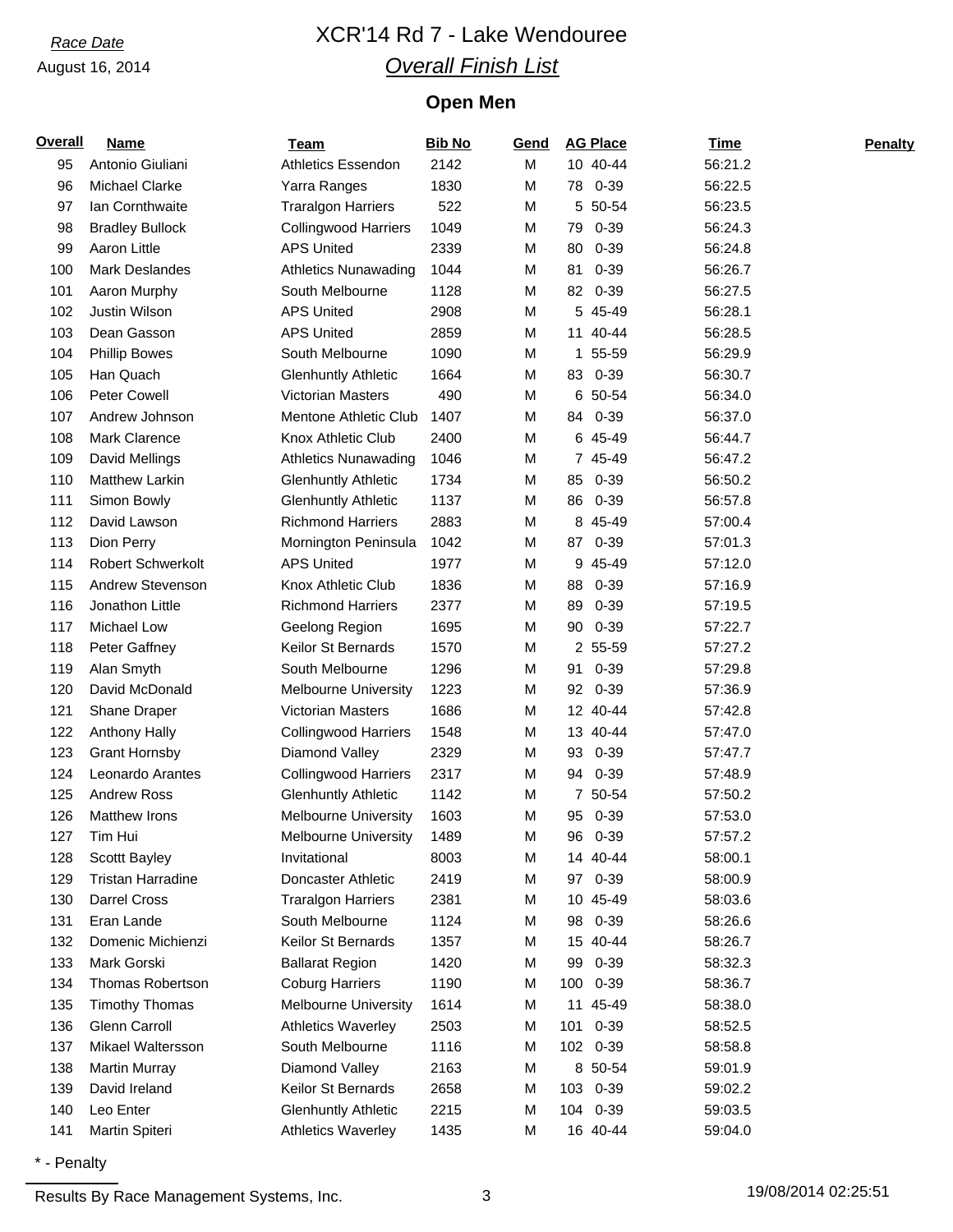*Race Date*

August 16, 2014

# XCR'14 Rd 7 - Lake Wendouree

## *Overall Finish List*

### Open Men

| Overall | Name | Team | Bib No | Gend | AG Place | Time | Penalty |
|---|---|---|---|---|---|---|---|
| 95 | Antonio Giuliani | Athletics Essendon | 2142 | M | 10 40-44 | 56:21.2 | |
| 96 | Michael Clarke | Yarra Ranges | 1830 | M | 78 0-39 | 56:22.5 | |
| 97 | Ian Cornthwaite | Traralgon Harriers | 522 | M | 5 50-54 | 56:23.5 | |
| 98 | Bradley Bullock | Collingwood Harriers | 1049 | M | 79 0-39 | 56:24.3 | |
| 99 | Aaron Little | APS United | 2339 | M | 80 0-39 | 56:24.8 | |
| 100 | Mark Deslandes | Athletics Nunawading | 1044 | M | 81 0-39 | 56:26.7 | |
| 101 | Aaron Murphy | South Melbourne | 1128 | M | 82 0-39 | 56:27.5 | |
| 102 | Justin Wilson | APS United | 2908 | M | 5 45-49 | 56:28.1 | |
| 103 | Dean Gasson | APS United | 2859 | M | 11 40-44 | 56:28.5 | |
| 104 | Phillip Bowes | South Melbourne | 1090 | M | 1 55-59 | 56:29.9 | |
| 105 | Han Quach | Glenhuntly Athletic | 1664 | M | 83 0-39 | 56:30.7 | |
| 106 | Peter Cowell | Victorian Masters | 490 | M | 6 50-54 | 56:34.0 | |
| 107 | Andrew Johnson | Mentone Athletic Club | 1407 | M | 84 0-39 | 56:37.0 | |
| 108 | Mark Clarence | Knox Athletic Club | 2400 | M | 6 45-49 | 56:44.7 | |
| 109 | David Mellings | Athletics Nunawading | 1046 | M | 7 45-49 | 56:47.2 | |
| 110 | Matthew Larkin | Glenhuntly Athletic | 1734 | M | 85 0-39 | 56:50.2 | |
| 111 | Simon Bowly | Glenhuntly Athletic | 1137 | M | 86 0-39 | 56:57.8 | |
| 112 | David Lawson | Richmond Harriers | 2883 | M | 8 45-49 | 57:00.4 | |
| 113 | Dion Perry | Mornington Peninsula | 1042 | M | 87 0-39 | 57:01.3 | |
| 114 | Robert Schwerkolt | APS United | 1977 | M | 9 45-49 | 57:12.0 | |
| 115 | Andrew Stevenson | Knox Athletic Club | 1836 | M | 88 0-39 | 57:16.9 | |
| 116 | Jonathon Little | Richmond Harriers | 2377 | M | 89 0-39 | 57:19.5 | |
| 117 | Michael Low | Geelong Region | 1695 | M | 90 0-39 | 57:22.7 | |
| 118 | Peter Gaffney | Keilor St Bernards | 1570 | M | 2 55-59 | 57:27.2 | |
| 119 | Alan Smyth | South Melbourne | 1296 | M | 91 0-39 | 57:29.8 | |
| 120 | David McDonald | Melbourne University | 1223 | M | 92 0-39 | 57:36.9 | |
| 121 | Shane Draper | Victorian Masters | 1686 | M | 12 40-44 | 57:42.8 | |
| 122 | Anthony Hally | Collingwood Harriers | 1548 | M | 13 40-44 | 57:47.0 | |
| 123 | Grant Hornsby | Diamond Valley | 2329 | M | 93 0-39 | 57:47.7 | |
| 124 | Leonardo Arantes | Collingwood Harriers | 2317 | M | 94 0-39 | 57:48.9 | |
| 125 | Andrew Ross | Glenhuntly Athletic | 1142 | M | 7 50-54 | 57:50.2 | |
| 126 | Matthew Irons | Melbourne University | 1603 | M | 95 0-39 | 57:53.0 | |
| 127 | Tim Hui | Melbourne University | 1489 | M | 96 0-39 | 57:57.2 | |
| 128 | Scottt Bayley | Invitational | 8003 | M | 14 40-44 | 58:00.1 | |
| 129 | Tristan Harradine | Doncaster Athletic | 2419 | M | 97 0-39 | 58:00.9 | |
| 130 | Darrel Cross | Traralgon Harriers | 2381 | M | 10 45-49 | 58:03.6 | |
| 131 | Eran Lande | South Melbourne | 1124 | M | 98 0-39 | 58:26.6 | |
| 132 | Domenic Michienzi | Keilor St Bernards | 1357 | M | 15 40-44 | 58:26.7 | |
| 133 | Mark Gorski | Ballarat Region | 1420 | M | 99 0-39 | 58:32.3 | |
| 134 | Thomas Robertson | Coburg Harriers | 1190 | M | 100 0-39 | 58:36.7 | |
| 135 | Timothy Thomas | Melbourne University | 1614 | M | 11 45-49 | 58:38.0 | |
| 136 | Glenn Carroll | Athletics Waverley | 2503 | M | 101 0-39 | 58:52.5 | |
| 137 | Mikael Waltersson | South Melbourne | 1116 | M | 102 0-39 | 58:58.8 | |
| 138 | Martin Murray | Diamond Valley | 2163 | M | 8 50-54 | 59:01.9 | |
| 139 | David Ireland | Keilor St Bernards | 2658 | M | 103 0-39 | 59:02.2 | |
| 140 | Leo Enter | Glenhuntly Athletic | 2215 | M | 104 0-39 | 59:03.5 | |
| 141 | Martin Spiteri | Athletics Waverley | 1435 | M | 16 40-44 | 59:04.0 | |

* - Penalty

Results By Race Management Systems, Inc. 19/08/2014 02:25:51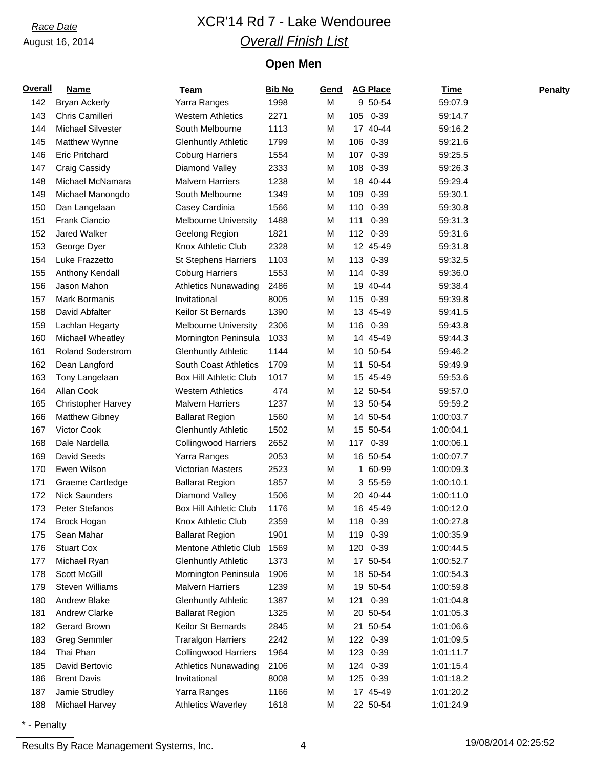Race Date

August 16, 2014

# XCR'14 Rd 7 - Lake Wendouree

## Overall Finish List

### Open Men

| Overall | Name | Team | Bib No | Gend | AG Place | | Time | Penalty |
|---|---|---|---|---|---|---|---|---|
| 142 | Bryan Ackerly | Yarra Ranges | 1998 | M | 9 | 50-54 | 59:07.9 | |
| 143 | Chris Camilleri | Western Athletics | 2271 | M | 105 | 0-39 | 59:14.7 | |
| 144 | Michael Silvester | South Melbourne | 1113 | M | 17 | 40-44 | 59:16.2 | |
| 145 | Matthew Wynne | Glenhuntly Athletic | 1799 | M | 106 | 0-39 | 59:21.6 | |
| 146 | Eric Pritchard | Coburg Harriers | 1554 | M | 107 | 0-39 | 59:25.5 | |
| 147 | Craig Cassidy | Diamond Valley | 2333 | M | 108 | 0-39 | 59:26.3 | |
| 148 | Michael McNamara | Malvern Harriers | 1238 | M | 18 | 40-44 | 59:29.4 | |
| 149 | Michael Manongdo | South Melbourne | 1349 | M | 109 | 0-39 | 59:30.1 | |
| 150 | Dan Langelaan | Casey Cardinia | 1566 | M | 110 | 0-39 | 59:30.8 | |
| 151 | Frank Ciancio | Melbourne University | 1488 | M | 111 | 0-39 | 59:31.3 | |
| 152 | Jared Walker | Geelong Region | 1821 | M | 112 | 0-39 | 59:31.6 | |
| 153 | George Dyer | Knox Athletic Club | 2328 | M | 12 | 45-49 | 59:31.8 | |
| 154 | Luke Frazzetto | St Stephens Harriers | 1103 | M | 113 | 0-39 | 59:32.5 | |
| 155 | Anthony Kendall | Coburg Harriers | 1553 | M | 114 | 0-39 | 59:36.0 | |
| 156 | Jason Mahon | Athletics Nunawading | 2486 | M | 19 | 40-44 | 59:38.4 | |
| 157 | Mark Bormanis | Invitational | 8005 | M | 115 | 0-39 | 59:39.8 | |
| 158 | David Abfalter | Keilor St Bernards | 1390 | M | 13 | 45-49 | 59:41.5 | |
| 159 | Lachlan Hegarty | Melbourne University | 2306 | M | 116 | 0-39 | 59:43.8 | |
| 160 | Michael Wheatley | Mornington Peninsula | 1033 | M | 14 | 45-49 | 59:44.3 | |
| 161 | Roland Soderstrom | Glenhuntly Athletic | 1144 | M | 10 | 50-54 | 59:46.2 | |
| 162 | Dean Langford | South Coast Athletics | 1709 | M | 11 | 50-54 | 59:49.9 | |
| 163 | Tony Langelaan | Box Hill Athletic Club | 1017 | M | 15 | 45-49 | 59:53.6 | |
| 164 | Allan Cook | Western Athletics | 474 | M | 12 | 50-54 | 59:57.0 | |
| 165 | Christopher Harvey | Malvern Harriers | 1237 | M | 13 | 50-54 | 59:59.2 | |
| 166 | Matthew Gibney | Ballarat Region | 1560 | M | 14 | 50-54 | 1:00:03.7 | |
| 167 | Victor Cook | Glenhuntly Athletic | 1502 | M | 15 | 50-54 | 1:00:04.1 | |
| 168 | Dale Nardella | Collingwood Harriers | 2652 | M | 117 | 0-39 | 1:00:06.1 | |
| 169 | David Seeds | Yarra Ranges | 2053 | M | 16 | 50-54 | 1:00:07.7 | |
| 170 | Ewen Wilson | Victorian Masters | 2523 | M | 1 | 60-99 | 1:00:09.3 | |
| 171 | Graeme Cartledge | Ballarat Region | 1857 | M | 3 | 55-59 | 1:00:10.1 | |
| 172 | Nick Saunders | Diamond Valley | 1506 | M | 20 | 40-44 | 1:00:11.0 | |
| 173 | Peter Stefanos | Box Hill Athletic Club | 1176 | M | 16 | 45-49 | 1:00:12.0 | |
| 174 | Brock Hogan | Knox Athletic Club | 2359 | M | 118 | 0-39 | 1:00:27.8 | |
| 175 | Sean Mahar | Ballarat Region | 1901 | M | 119 | 0-39 | 1:00:35.9 | |
| 176 | Stuart Cox | Mentone Athletic Club | 1569 | M | 120 | 0-39 | 1:00:44.5 | |
| 177 | Michael Ryan | Glenhuntly Athletic | 1373 | M | 17 | 50-54 | 1:00:52.7 | |
| 178 | Scott McGill | Mornington Peninsula | 1906 | M | 18 | 50-54 | 1:00:54.3 | |
| 179 | Steven Williams | Malvern Harriers | 1239 | M | 19 | 50-54 | 1:00:59.8 | |
| 180 | Andrew Blake | Glenhuntly Athletic | 1387 | M | 121 | 0-39 | 1:01:04.8 | |
| 181 | Andrew Clarke | Ballarat Region | 1325 | M | 20 | 50-54 | 1:01:05.3 | |
| 182 | Gerard Brown | Keilor St Bernards | 2845 | M | 21 | 50-54 | 1:01:06.6 | |
| 183 | Greg Semmler | Traralgon Harriers | 2242 | M | 122 | 0-39 | 1:01:09.5 | |
| 184 | Thai Phan | Collingwood Harriers | 1964 | M | 123 | 0-39 | 1:01:11.7 | |
| 185 | David Bertovic | Athletics Nunawading | 2106 | M | 124 | 0-39 | 1:01:15.4 | |
| 186 | Brent Davis | Invitational | 8008 | M | 125 | 0-39 | 1:01:18.2 | |
| 187 | Jamie Strudley | Yarra Ranges | 1166 | M | 17 | 45-49 | 1:01:20.2 | |
| 188 | Michael Harvey | Athletics Waverley | 1618 | M | 22 | 50-54 | 1:01:24.9 | |

* - Penalty

Results By Race Management Systems, Inc. 19/08/2014 02:25:52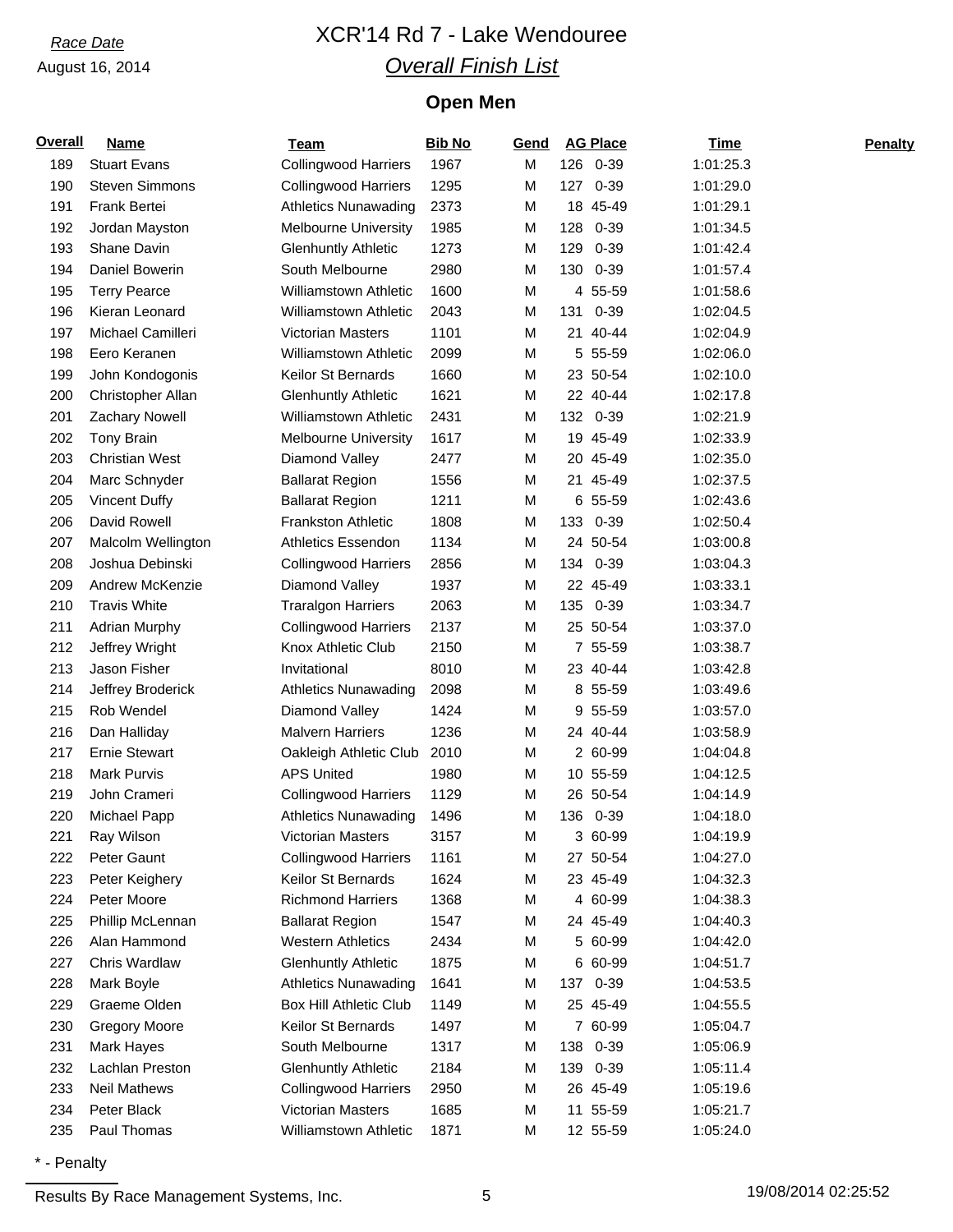*Race Date*

August 16, 2014

# XCR'14 Rd 7 - Lake Wendouree

## *Overall Finish List*

### Open Men

| Overall | Name | Team | Bib No | Gend | AG Place | Time | Penalty |
|---|---|---|---|---|---|---|---|
| 189 | Stuart Evans | Collingwood Harriers | 1967 | M | 126 0-39 | 1:01:25.3 | |
| 190 | Steven Simmons | Collingwood Harriers | 1295 | M | 127 0-39 | 1:01:29.0 | |
| 191 | Frank Bertei | Athletics Nunawading | 2373 | M | 18 45-49 | 1:01:29.1 | |
| 192 | Jordan Mayston | Melbourne University | 1985 | M | 128 0-39 | 1:01:34.5 | |
| 193 | Shane Davin | Glenhuntly Athletic | 1273 | M | 129 0-39 | 1:01:42.4 | |
| 194 | Daniel Bowerin | South Melbourne | 2980 | M | 130 0-39 | 1:01:57.4 | |
| 195 | Terry Pearce | Williamstown Athletic | 1600 | M | 4 55-59 | 1:01:58.6 | |
| 196 | Kieran Leonard | Williamstown Athletic | 2043 | M | 131 0-39 | 1:02:04.5 | |
| 197 | Michael Camilleri | Victorian Masters | 1101 | M | 21 40-44 | 1:02:04.9 | |
| 198 | Eero Keranen | Williamstown Athletic | 2099 | M | 5 55-59 | 1:02:06.0 | |
| 199 | John Kondogonis | Keilor St Bernards | 1660 | M | 23 50-54 | 1:02:10.0 | |
| 200 | Christopher Allan | Glenhuntly Athletic | 1621 | M | 22 40-44 | 1:02:17.8 | |
| 201 | Zachary Nowell | Williamstown Athletic | 2431 | M | 132 0-39 | 1:02:21.9 | |
| 202 | Tony Brain | Melbourne University | 1617 | M | 19 45-49 | 1:02:33.9 | |
| 203 | Christian West | Diamond Valley | 2477 | M | 20 45-49 | 1:02:35.0 | |
| 204 | Marc Schnyder | Ballarat Region | 1556 | M | 21 45-49 | 1:02:37.5 | |
| 205 | Vincent Duffy | Ballarat Region | 1211 | M | 6 55-59 | 1:02:43.6 | |
| 206 | David Rowell | Frankston Athletic | 1808 | M | 133 0-39 | 1:02:50.4 | |
| 207 | Malcolm Wellington | Athletics Essendon | 1134 | M | 24 50-54 | 1:03:00.8 | |
| 208 | Joshua Debinski | Collingwood Harriers | 2856 | M | 134 0-39 | 1:03:04.3 | |
| 209 | Andrew McKenzie | Diamond Valley | 1937 | M | 22 45-49 | 1:03:33.1 | |
| 210 | Travis White | Traralgon Harriers | 2063 | M | 135 0-39 | 1:03:34.7 | |
| 211 | Adrian Murphy | Collingwood Harriers | 2137 | M | 25 50-54 | 1:03:37.0 | |
| 212 | Jeffrey Wright | Knox Athletic Club | 2150 | M | 7 55-59 | 1:03:38.7 | |
| 213 | Jason Fisher | Invitational | 8010 | M | 23 40-44 | 1:03:42.8 | |
| 214 | Jeffrey Broderick | Athletics Nunawading | 2098 | M | 8 55-59 | 1:03:49.6 | |
| 215 | Rob Wendel | Diamond Valley | 1424 | M | 9 55-59 | 1:03:57.0 | |
| 216 | Dan Halliday | Malvern Harriers | 1236 | M | 24 40-44 | 1:03:58.9 | |
| 217 | Ernie Stewart | Oakleigh Athletic Club | 2010 | M | 2 60-99 | 1:04:04.8 | |
| 218 | Mark Purvis | APS United | 1980 | M | 10 55-59 | 1:04:12.5 | |
| 219 | John Crameri | Collingwood Harriers | 1129 | M | 26 50-54 | 1:04:14.9 | |
| 220 | Michael Papp | Athletics Nunawading | 1496 | M | 136 0-39 | 1:04:18.0 | |
| 221 | Ray Wilson | Victorian Masters | 3157 | M | 3 60-99 | 1:04:19.9 | |
| 222 | Peter Gaunt | Collingwood Harriers | 1161 | M | 27 50-54 | 1:04:27.0 | |
| 223 | Peter Keighery | Keilor St Bernards | 1624 | M | 23 45-49 | 1:04:32.3 | |
| 224 | Peter Moore | Richmond Harriers | 1368 | M | 4 60-99 | 1:04:38.3 | |
| 225 | Phillip McLennan | Ballarat Region | 1547 | M | 24 45-49 | 1:04:40.3 | |
| 226 | Alan Hammond | Western Athletics | 2434 | M | 5 60-99 | 1:04:42.0 | |
| 227 | Chris Wardlaw | Glenhuntly Athletic | 1875 | M | 6 60-99 | 1:04:51.7 | |
| 228 | Mark Boyle | Athletics Nunawading | 1641 | M | 137 0-39 | 1:04:53.5 | |
| 229 | Graeme Olden | Box Hill Athletic Club | 1149 | M | 25 45-49 | 1:04:55.5 | |
| 230 | Gregory Moore | Keilor St Bernards | 1497 | M | 7 60-99 | 1:05:04.7 | |
| 231 | Mark Hayes | South Melbourne | 1317 | M | 138 0-39 | 1:05:06.9 | |
| 232 | Lachlan Preston | Glenhuntly Athletic | 2184 | M | 139 0-39 | 1:05:11.4 | |
| 233 | Neil Mathews | Collingwood Harriers | 2950 | M | 26 45-49 | 1:05:19.6 | |
| 234 | Peter Black | Victorian Masters | 1685 | M | 11 55-59 | 1:05:21.7 | |
| 235 | Paul Thomas | Williamstown Athletic | 1871 | M | 12 55-59 | 1:05:24.0 | |

* - Penalty

Results By Race Management Systems, Inc. 19/08/2014 02:25:52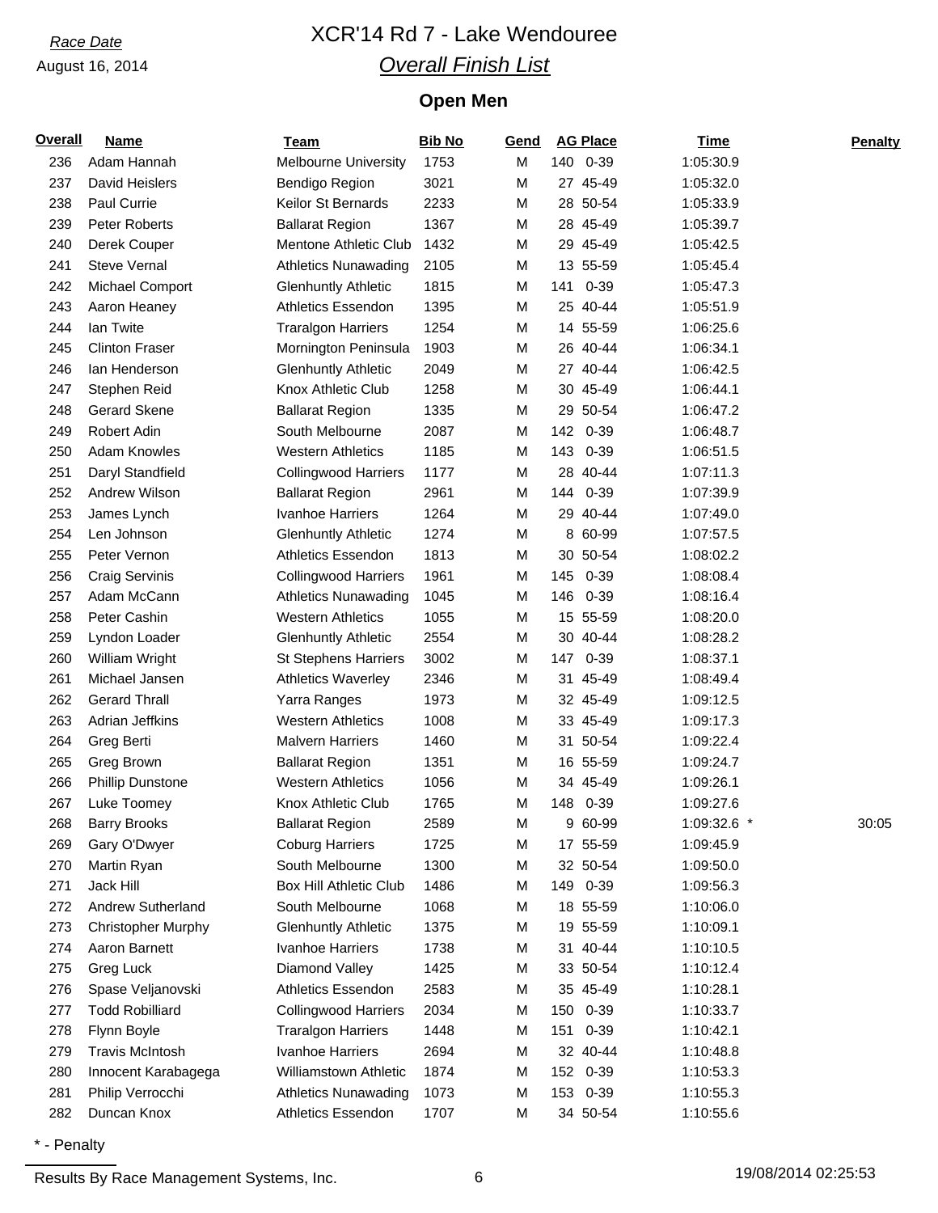Race Date

August 16, 2014

# XCR'14 Rd 7 - Lake Wendouree

## *Overall Finish List*

### Open Men

| Overall | Name | Team | Bib No | Gend | AG Place | Time | Penalty |
|---|---|---|---|---|---|---|---|
| 236 | Adam Hannah | Melbourne University | 1753 | M | 140 0-39 | 1:05:30.9 | |
| 237 | David Heislers | Bendigo Region | 3021 | M | 27 45-49 | 1:05:32.0 | |
| 238 | Paul Currie | Keilor St Bernards | 2233 | M | 28 50-54 | 1:05:33.9 | |
| 239 | Peter Roberts | Ballarat Region | 1367 | M | 28 45-49 | 1:05:39.7 | |
| 240 | Derek Couper | Mentone Athletic Club | 1432 | M | 29 45-49 | 1:05:42.5 | |
| 241 | Steve Vernal | Athletics Nunawading | 2105 | M | 13 55-59 | 1:05:45.4 | |
| 242 | Michael Comport | Glenhuntly Athletic | 1815 | M | 141 0-39 | 1:05:47.3 | |
| 243 | Aaron Heaney | Athletics Essendon | 1395 | M | 25 40-44 | 1:05:51.9 | |
| 244 | Ian Twite | Traralgon Harriers | 1254 | M | 14 55-59 | 1:06:25.6 | |
| 245 | Clinton Fraser | Mornington Peninsula | 1903 | M | 26 40-44 | 1:06:34.1 | |
| 246 | Ian Henderson | Glenhuntly Athletic | 2049 | M | 27 40-44 | 1:06:42.5 | |
| 247 | Stephen Reid | Knox Athletic Club | 1258 | M | 30 45-49 | 1:06:44.1 | |
| 248 | Gerard Skene | Ballarat Region | 1335 | M | 29 50-54 | 1:06:47.2 | |
| 249 | Robert Adin | South Melbourne | 2087 | M | 142 0-39 | 1:06:48.7 | |
| 250 | Adam Knowles | Western Athletics | 1185 | M | 143 0-39 | 1:06:51.5 | |
| 251 | Daryl Standfield | Collingwood Harriers | 1177 | M | 28 40-44 | 1:07:11.3 | |
| 252 | Andrew Wilson | Ballarat Region | 2961 | M | 144 0-39 | 1:07:39.9 | |
| 253 | James Lynch | Ivanhoe Harriers | 1264 | M | 29 40-44 | 1:07:49.0 | |
| 254 | Len Johnson | Glenhuntly Athletic | 1274 | M | 8 60-99 | 1:07:57.5 | |
| 255 | Peter Vernon | Athletics Essendon | 1813 | M | 30 50-54 | 1:08:02.2 | |
| 256 | Craig Servinis | Collingwood Harriers | 1961 | M | 145 0-39 | 1:08:08.4 | |
| 257 | Adam McCann | Athletics Nunawading | 1045 | M | 146 0-39 | 1:08:16.4 | |
| 258 | Peter Cashin | Western Athletics | 1055 | M | 15 55-59 | 1:08:20.0 | |
| 259 | Lyndon Loader | Glenhuntly Athletic | 2554 | M | 30 40-44 | 1:08:28.2 | |
| 260 | William Wright | St Stephens Harriers | 3002 | M | 147 0-39 | 1:08:37.1 | |
| 261 | Michael Jansen | Athletics Waverley | 2346 | M | 31 45-49 | 1:08:49.4 | |
| 262 | Gerard Thrall | Yarra Ranges | 1973 | M | 32 45-49 | 1:09:12.5 | |
| 263 | Adrian Jeffkins | Western Athletics | 1008 | M | 33 45-49 | 1:09:17.3 | |
| 264 | Greg Berti | Malvern Harriers | 1460 | M | 31 50-54 | 1:09:22.4 | |
| 265 | Greg Brown | Ballarat Region | 1351 | M | 16 55-59 | 1:09:24.7 | |
| 266 | Phillip Dunstone | Western Athletics | 1056 | M | 34 45-49 | 1:09:26.1 | |
| 267 | Luke Toomey | Knox Athletic Club | 1765 | M | 148 0-39 | 1:09:27.6 | |
| 268 | Barry Brooks | Ballarat Region | 2589 | M | 9 60-99 | 1:09:32.6 * | 30:05 |
| 269 | Gary O'Dwyer | Coburg Harriers | 1725 | M | 17 55-59 | 1:09:45.9 | |
| 270 | Martin Ryan | South Melbourne | 1300 | M | 32 50-54 | 1:09:50.0 | |
| 271 | Jack Hill | Box Hill Athletic Club | 1486 | M | 149 0-39 | 1:09:56.3 | |
| 272 | Andrew Sutherland | South Melbourne | 1068 | M | 18 55-59 | 1:10:06.0 | |
| 273 | Christopher Murphy | Glenhuntly Athletic | 1375 | M | 19 55-59 | 1:10:09.1 | |
| 274 | Aaron Barnett | Ivanhoe Harriers | 1738 | M | 31 40-44 | 1:10:10.5 | |
| 275 | Greg Luck | Diamond Valley | 1425 | M | 33 50-54 | 1:10:12.4 | |
| 276 | Spase Veljanovski | Athletics Essendon | 2583 | M | 35 45-49 | 1:10:28.1 | |
| 277 | Todd Robilliard | Collingwood Harriers | 2034 | M | 150 0-39 | 1:10:33.7 | |
| 278 | Flynn Boyle | Traralgon Harriers | 1448 | M | 151 0-39 | 1:10:42.1 | |
| 279 | Travis McIntosh | Ivanhoe Harriers | 2694 | M | 32 40-44 | 1:10:48.8 | |
| 280 | Innocent Karabagega | Williamstown Athletic | 1874 | M | 152 0-39 | 1:10:53.3 | |
| 281 | Philip Verrocchi | Athletics Nunawading | 1073 | M | 153 0-39 | 1:10:55.3 | |
| 282 | Duncan Knox | Athletics Essendon | 1707 | M | 34 50-54 | 1:10:55.6 | |

* - Penalty

Results By Race Management Systems, Inc. 19/08/2014 02:25:53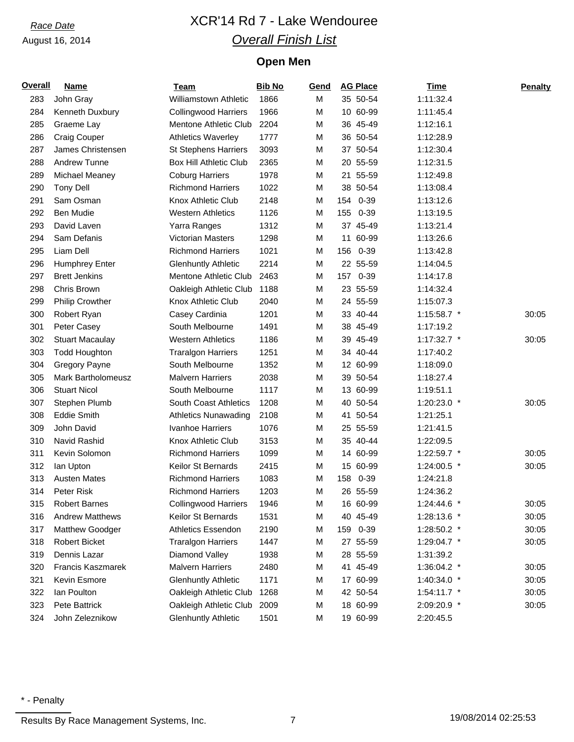*Race Date*

August 16, 2014

# XCR'14 Rd 7 - Lake Wendouree

## *Overall Finish List*

### Open Men

| Overall | Name | Team | Bib No | Gend | AG Place | Time | Penalty |
|---|---|---|---|---|---|---|---|
| 283 | John Gray | Williamstown Athletic | 1866 | M | 35 50-54 | 1:11:32.4 | |
| 284 | Kenneth Duxbury | Collingwood Harriers | 1966 | M | 10 60-99 | 1:11:45.4 | |
| 285 | Graeme Lay | Mentone Athletic Club | 2204 | M | 36 45-49 | 1:12:16.1 | |
| 286 | Craig Couper | Athletics Waverley | 1777 | M | 36 50-54 | 1:12:28.9 | |
| 287 | James Christensen | St Stephens Harriers | 3093 | M | 37 50-54 | 1:12:30.4 | |
| 288 | Andrew Tunne | Box Hill Athletic Club | 2365 | M | 20 55-59 | 1:12:31.5 | |
| 289 | Michael Meaney | Coburg Harriers | 1978 | M | 21 55-59 | 1:12:49.8 | |
| 290 | Tony Dell | Richmond Harriers | 1022 | M | 38 50-54 | 1:13:08.4 | |
| 291 | Sam Osman | Knox Athletic Club | 2148 | M | 154 0-39 | 1:13:12.6 | |
| 292 | Ben Mudie | Western Athletics | 1126 | M | 155 0-39 | 1:13:19.5 | |
| 293 | David Laven | Yarra Ranges | 1312 | M | 37 45-49 | 1:13:21.4 | |
| 294 | Sam Defanis | Victorian Masters | 1298 | M | 11 60-99 | 1:13:26.6 | |
| 295 | Liam Dell | Richmond Harriers | 1021 | M | 156 0-39 | 1:13:42.8 | |
| 296 | Humphrey Enter | Glenhuntly Athletic | 2214 | M | 22 55-59 | 1:14:04.5 | |
| 297 | Brett Jenkins | Mentone Athletic Club | 2463 | M | 157 0-39 | 1:14:17.8 | |
| 298 | Chris Brown | Oakleigh Athletic Club | 1188 | M | 23 55-59 | 1:14:32.4 | |
| 299 | Philip Crowther | Knox Athletic Club | 2040 | M | 24 55-59 | 1:15:07.3 | |
| 300 | Robert Ryan | Casey Cardinia | 1201 | M | 33 40-44 | 1:15:58.7 * | 30:05 |
| 301 | Peter Casey | South Melbourne | 1491 | M | 38 45-49 | 1:17:19.2 | |
| 302 | Stuart Macaulay | Western Athletics | 1186 | M | 39 45-49 | 1:17:32.7 * | 30:05 |
| 303 | Todd Houghton | Traralgon Harriers | 1251 | M | 34 40-44 | 1:17:40.2 | |
| 304 | Gregory Payne | South Melbourne | 1352 | M | 12 60-99 | 1:18:09.0 | |
| 305 | Mark Bartholomeusz | Malvern Harriers | 2038 | M | 39 50-54 | 1:18:27.4 | |
| 306 | Stuart Nicol | South Melbourne | 1117 | M | 13 60-99 | 1:19:51.1 | |
| 307 | Stephen Plumb | South Coast Athletics | 1208 | M | 40 50-54 | 1:20:23.0 * | 30:05 |
| 308 | Eddie Smith | Athletics Nunawading | 2108 | M | 41 50-54 | 1:21:25.1 | |
| 309 | John David | Ivanhoe Harriers | 1076 | M | 25 55-59 | 1:21:41.5 | |
| 310 | Navid Rashid | Knox Athletic Club | 3153 | M | 35 40-44 | 1:22:09.5 | |
| 311 | Kevin Solomon | Richmond Harriers | 1099 | M | 14 60-99 | 1:22:59.7 * | 30:05 |
| 312 | Ian Upton | Keilor St Bernards | 2415 | M | 15 60-99 | 1:24:00.5 * | 30:05 |
| 313 | Austen Mates | Richmond Harriers | 1083 | M | 158 0-39 | 1:24:21.8 | |
| 314 | Peter Risk | Richmond Harriers | 1203 | M | 26 55-59 | 1:24:36.2 | |
| 315 | Robert Barnes | Collingwood Harriers | 1946 | M | 16 60-99 | 1:24:44.6 * | 30:05 |
| 316 | Andrew Matthews | Keilor St Bernards | 1531 | M | 40 45-49 | 1:28:13.6 * | 30:05 |
| 317 | Matthew Goodger | Athletics Essendon | 2190 | M | 159 0-39 | 1:28:50.2 * | 30:05 |
| 318 | Robert Bicket | Traralgon Harriers | 1447 | M | 27 55-59 | 1:29:04.7 * | 30:05 |
| 319 | Dennis Lazar | Diamond Valley | 1938 | M | 28 55-59 | 1:31:39.2 | |
| 320 | Francis Kaszmarek | Malvern Harriers | 2480 | M | 41 45-49 | 1:36:04.2 * | 30:05 |
| 321 | Kevin Esmore | Glenhuntly Athletic | 1171 | M | 17 60-99 | 1:40:34.0 * | 30:05 |
| 322 | Ian Poulton | Oakleigh Athletic Club | 1268 | M | 42 50-54 | 1:54:11.7 * | 30:05 |
| 323 | Pete Battrick | Oakleigh Athletic Club | 2009 | M | 18 60-99 | 2:09:20.9 * | 30:05 |
| 324 | John Zeleznikow | Glenhuntly Athletic | 1501 | M | 19 60-99 | 2:20:45.5 | |

* - Penalty

Results By Race Management Systems, Inc. 19/08/2014 02:25:53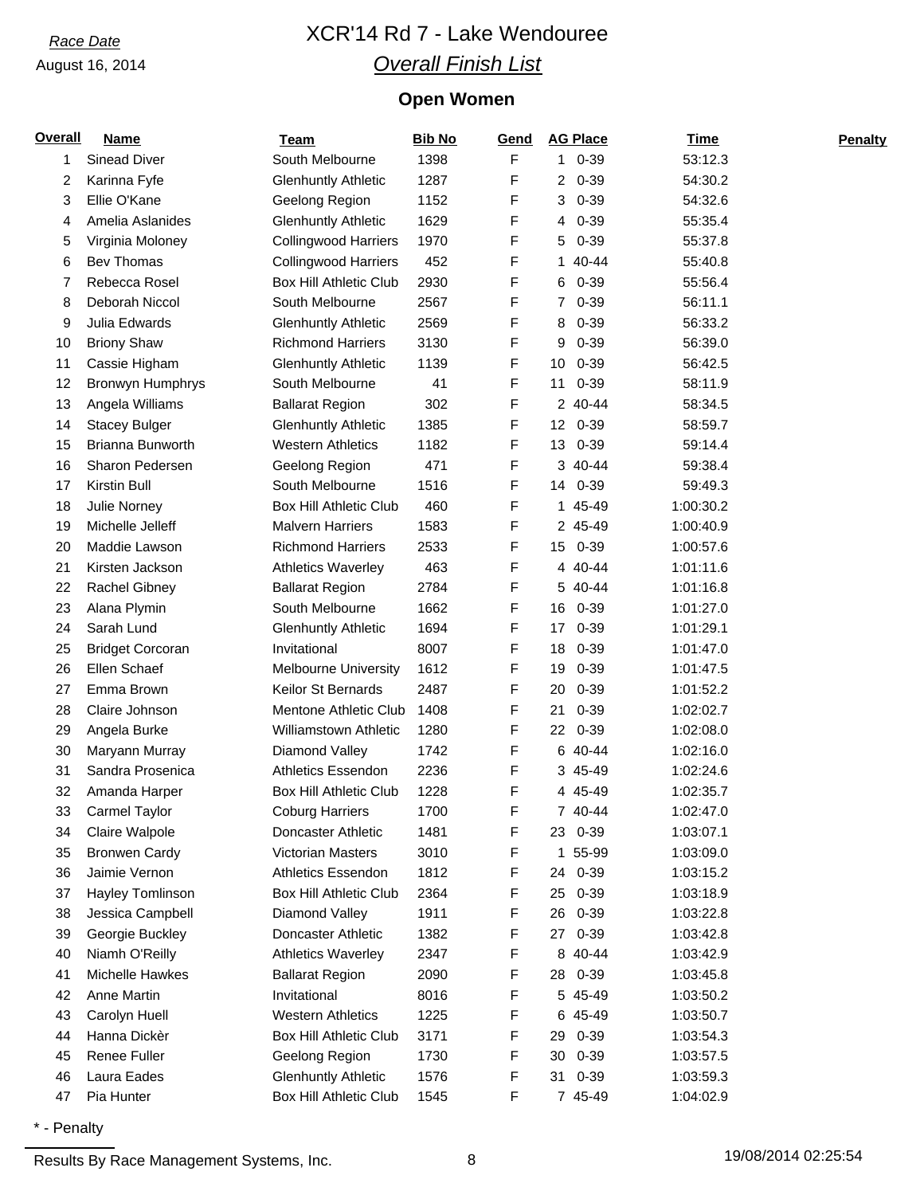Race Date

August 16, 2014

# XCR'14 Rd 7 - Lake Wendouree

## Overall Finish List

### Open Women

| Overall | Name | Team | Bib No | Gend | AG Place | Time | Penalty |
|---|---|---|---|---|---|---|---|
| 1 | Sinead Diver | South Melbourne | 1398 | F | 1 0-39 | 53:12.3 | |
| 2 | Karinna Fyfe | Glenhuntly Athletic | 1287 | F | 2 0-39 | 54:30.2 | |
| 3 | Ellie O'Kane | Geelong Region | 1152 | F | 3 0-39 | 54:32.6 | |
| 4 | Amelia Aslanides | Glenhuntly Athletic | 1629 | F | 4 0-39 | 55:35.4 | |
| 5 | Virginia Moloney | Collingwood Harriers | 1970 | F | 5 0-39 | 55:37.8 | |
| 6 | Bev Thomas | Collingwood Harriers | 452 | F | 1 40-44 | 55:40.8 | |
| 7 | Rebecca Rosel | Box Hill Athletic Club | 2930 | F | 6 0-39 | 55:56.4 | |
| 8 | Deborah Niccol | South Melbourne | 2567 | F | 7 0-39 | 56:11.1 | |
| 9 | Julia Edwards | Glenhuntly Athletic | 2569 | F | 8 0-39 | 56:33.2 | |
| 10 | Briony Shaw | Richmond Harriers | 3130 | F | 9 0-39 | 56:39.0 | |
| 11 | Cassie Higham | Glenhuntly Athletic | 1139 | F | 10 0-39 | 56:42.5 | |
| 12 | Bronwyn Humphrys | South Melbourne | 41 | F | 11 0-39 | 58:11.9 | |
| 13 | Angela Williams | Ballarat Region | 302 | F | 2 40-44 | 58:34.5 | |
| 14 | Stacey Bulger | Glenhuntly Athletic | 1385 | F | 12 0-39 | 58:59.7 | |
| 15 | Brianna Bunworth | Western Athletics | 1182 | F | 13 0-39 | 59:14.4 | |
| 16 | Sharon Pedersen | Geelong Region | 471 | F | 3 40-44 | 59:38.4 | |
| 17 | Kirstin Bull | South Melbourne | 1516 | F | 14 0-39 | 59:49.3 | |
| 18 | Julie Norney | Box Hill Athletic Club | 460 | F | 1 45-49 | 1:00:30.2 | |
| 19 | Michelle Jelleff | Malvern Harriers | 1583 | F | 2 45-49 | 1:00:40.9 | |
| 20 | Maddie Lawson | Richmond Harriers | 2533 | F | 15 0-39 | 1:00:57.6 | |
| 21 | Kirsten Jackson | Athletics Waverley | 463 | F | 4 40-44 | 1:01:11.6 | |
| 22 | Rachel Gibney | Ballarat Region | 2784 | F | 5 40-44 | 1:01:16.8 | |
| 23 | Alana Plymin | South Melbourne | 1662 | F | 16 0-39 | 1:01:27.0 | |
| 24 | Sarah Lund | Glenhuntly Athletic | 1694 | F | 17 0-39 | 1:01:29.1 | |
| 25 | Bridget Corcoran | Invitational | 8007 | F | 18 0-39 | 1:01:47.0 | |
| 26 | Ellen Schaef | Melbourne University | 1612 | F | 19 0-39 | 1:01:47.5 | |
| 27 | Emma Brown | Keilor St Bernards | 2487 | F | 20 0-39 | 1:01:52.2 | |
| 28 | Claire Johnson | Mentone Athletic Club | 1408 | F | 21 0-39 | 1:02:02.7 | |
| 29 | Angela Burke | Williamstown Athletic | 1280 | F | 22 0-39 | 1:02:08.0 | |
| 30 | Maryann Murray | Diamond Valley | 1742 | F | 6 40-44 | 1:02:16.0 | |
| 31 | Sandra Prosenica | Athletics Essendon | 2236 | F | 3 45-49 | 1:02:24.6 | |
| 32 | Amanda Harper | Box Hill Athletic Club | 1228 | F | 4 45-49 | 1:02:35.7 | |
| 33 | Carmel Taylor | Coburg Harriers | 1700 | F | 7 40-44 | 1:02:47.0 | |
| 34 | Claire Walpole | Doncaster Athletic | 1481 | F | 23 0-39 | 1:03:07.1 | |
| 35 | Bronwen Cardy | Victorian Masters | 3010 | F | 1 55-99 | 1:03:09.0 | |
| 36 | Jaimie Vernon | Athletics Essendon | 1812 | F | 24 0-39 | 1:03:15.2 | |
| 37 | Hayley Tomlinson | Box Hill Athletic Club | 2364 | F | 25 0-39 | 1:03:18.9 | |
| 38 | Jessica Campbell | Diamond Valley | 1911 | F | 26 0-39 | 1:03:22.8 | |
| 39 | Georgie Buckley | Doncaster Athletic | 1382 | F | 27 0-39 | 1:03:42.8 | |
| 40 | Niamh O'Reilly | Athletics Waverley | 2347 | F | 8 40-44 | 1:03:42.9 | |
| 41 | Michelle Hawkes | Ballarat Region | 2090 | F | 28 0-39 | 1:03:45.8 | |
| 42 | Anne Martin | Invitational | 8016 | F | 5 45-49 | 1:03:50.2 | |
| 43 | Carolyn Huell | Western Athletics | 1225 | F | 6 45-49 | 1:03:50.7 | |
| 44 | Hanna Dickèr | Box Hill Athletic Club | 3171 | F | 29 0-39 | 1:03:54.3 | |
| 45 | Renee Fuller | Geelong Region | 1730 | F | 30 0-39 | 1:03:57.5 | |
| 46 | Laura Eades | Glenhuntly Athletic | 1576 | F | 31 0-39 | 1:03:59.3 | |
| 47 | Pia Hunter | Box Hill Athletic Club | 1545 | F | 7 45-49 | 1:04:02.9 | |

* - Penalty

Results By Race Management Systems, Inc. 19/08/2014 02:25:54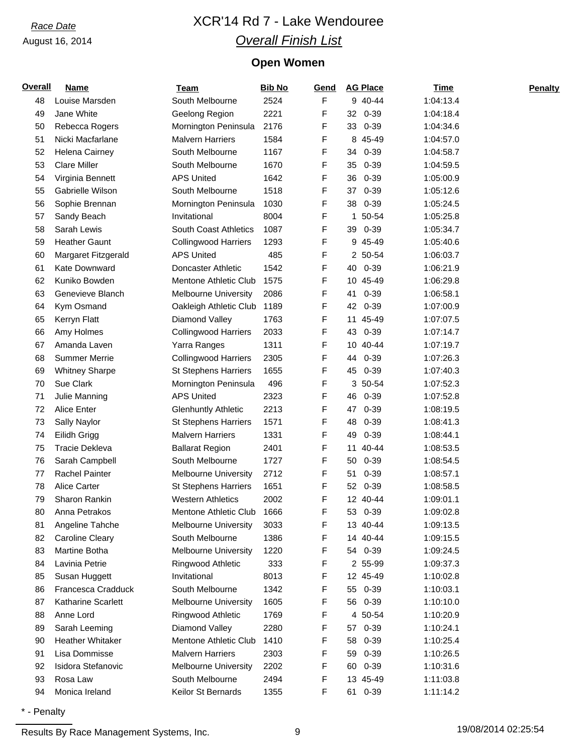*Race Date*

August 16, 2014

# XCR'14 Rd 7 - Lake Wendouree

## *Overall Finish List*

### Open Women

| Overall | Name | Team | Bib No | Gend | AG Place | Time | Penalty |
|---|---|---|---|---|---|---|---|
| 48 | Louise Marsden | South Melbourne | 2524 | F | 9 40-44 | 1:04:13.4 | |
| 49 | Jane White | Geelong Region | 2221 | F | 32 0-39 | 1:04:18.4 | |
| 50 | Rebecca Rogers | Mornington Peninsula | 2176 | F | 33 0-39 | 1:04:34.6 | |
| 51 | Nicki Macfarlane | Malvern Harriers | 1584 | F | 8 45-49 | 1:04:57.0 | |
| 52 | Helena Cairney | South Melbourne | 1167 | F | 34 0-39 | 1:04:58.7 | |
| 53 | Clare Miller | South Melbourne | 1670 | F | 35 0-39 | 1:04:59.5 | |
| 54 | Virginia Bennett | APS United | 1642 | F | 36 0-39 | 1:05:00.9 | |
| 55 | Gabrielle Wilson | South Melbourne | 1518 | F | 37 0-39 | 1:05:12.6 | |
| 56 | Sophie Brennan | Mornington Peninsula | 1030 | F | 38 0-39 | 1:05:24.5 | |
| 57 | Sandy Beach | Invitational | 8004 | F | 1 50-54 | 1:05:25.8 | |
| 58 | Sarah Lewis | South Coast Athletics | 1087 | F | 39 0-39 | 1:05:34.7 | |
| 59 | Heather Gaunt | Collingwood Harriers | 1293 | F | 9 45-49 | 1:05:40.6 | |
| 60 | Margaret Fitzgerald | APS United | 485 | F | 2 50-54 | 1:06:03.7 | |
| 61 | Kate Downward | Doncaster Athletic | 1542 | F | 40 0-39 | 1:06:21.9 | |
| 62 | Kuniko Bowden | Mentone Athletic Club | 1575 | F | 10 45-49 | 1:06:29.8 | |
| 63 | Genevieve Blanch | Melbourne University | 2086 | F | 41 0-39 | 1:06:58.1 | |
| 64 | Kym Osmand | Oakleigh Athletic Club | 1189 | F | 42 0-39 | 1:07:00.9 | |
| 65 | Kerryn Flatt | Diamond Valley | 1763 | F | 11 45-49 | 1:07:07.5 | |
| 66 | Amy Holmes | Collingwood Harriers | 2033 | F | 43 0-39 | 1:07:14.7 | |
| 67 | Amanda Laven | Yarra Ranges | 1311 | F | 10 40-44 | 1:07:19.7 | |
| 68 | Summer Merrie | Collingwood Harriers | 2305 | F | 44 0-39 | 1:07:26.3 | |
| 69 | Whitney Sharpe | St Stephens Harriers | 1655 | F | 45 0-39 | 1:07:40.3 | |
| 70 | Sue Clark | Mornington Peninsula | 496 | F | 3 50-54 | 1:07:52.3 | |
| 71 | Julie Manning | APS United | 2323 | F | 46 0-39 | 1:07:52.8 | |
| 72 | Alice Enter | Glenhuntly Athletic | 2213 | F | 47 0-39 | 1:08:19.5 | |
| 73 | Sally Naylor | St Stephens Harriers | 1571 | F | 48 0-39 | 1:08:41.3 | |
| 74 | Eilidh Grigg | Malvern Harriers | 1331 | F | 49 0-39 | 1:08:44.1 | |
| 75 | Tracie Dekleva | Ballarat Region | 2401 | F | 11 40-44 | 1:08:53.5 | |
| 76 | Sarah Campbell | South Melbourne | 1727 | F | 50 0-39 | 1:08:54.5 | |
| 77 | Rachel Painter | Melbourne University | 2712 | F | 51 0-39 | 1:08:57.1 | |
| 78 | Alice Carter | St Stephens Harriers | 1651 | F | 52 0-39 | 1:08:58.5 | |
| 79 | Sharon Rankin | Western Athletics | 2002 | F | 12 40-44 | 1:09:01.1 | |
| 80 | Anna Petrakos | Mentone Athletic Club | 1666 | F | 53 0-39 | 1:09:02.8 | |
| 81 | Angeline Tahche | Melbourne University | 3033 | F | 13 40-44 | 1:09:13.5 | |
| 82 | Caroline Cleary | South Melbourne | 1386 | F | 14 40-44 | 1:09:15.5 | |
| 83 | Martine Botha | Melbourne University | 1220 | F | 54 0-39 | 1:09:24.5 | |
| 84 | Lavinia Petrie | Ringwood Athletic | 333 | F | 2 55-99 | 1:09:37.3 | |
| 85 | Susan Huggett | Invitational | 8013 | F | 12 45-49 | 1:10:02.8 | |
| 86 | Francesca Cradduck | South Melbourne | 1342 | F | 55 0-39 | 1:10:03.1 | |
| 87 | Katharine Scarlett | Melbourne University | 1605 | F | 56 0-39 | 1:10:10.0 | |
| 88 | Anne Lord | Ringwood Athletic | 1769 | F | 4 50-54 | 1:10:20.9 | |
| 89 | Sarah Leeming | Diamond Valley | 2280 | F | 57 0-39 | 1:10:24.1 | |
| 90 | Heather Whitaker | Mentone Athletic Club | 1410 | F | 58 0-39 | 1:10:25.4 | |
| 91 | Lisa Dommisse | Malvern Harriers | 2303 | F | 59 0-39 | 1:10:26.5 | |
| 92 | Isidora Stefanovic | Melbourne University | 2202 | F | 60 0-39 | 1:10:31.6 | |
| 93 | Rosa Law | South Melbourne | 2494 | F | 13 45-49 | 1:11:03.8 | |
| 94 | Monica Ireland | Keilor St Bernards | 1355 | F | 61 0-39 | 1:11:14.2 | |

* - Penalty

Results By Race Management Systems, Inc.

19/08/2014 02:25:54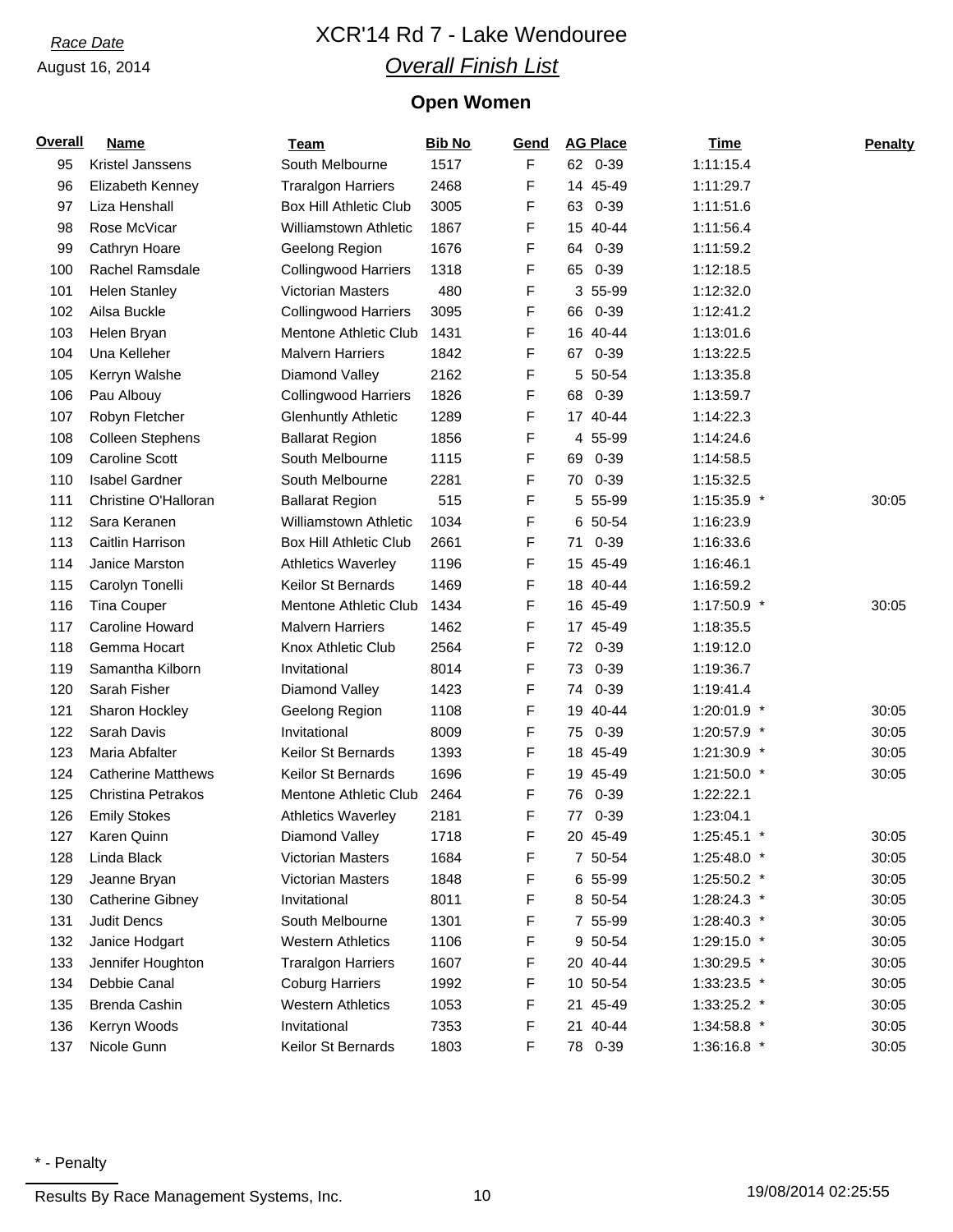*Race Date*

August 16, 2014

# XCR'14 Rd 7 - Lake Wendouree

## *Overall Finish List*

### Open Women

| Overall | Name | Team | Bib No | Gend | AG Place | Time | Penalty |
|---|---|---|---|---|---|---|---|
| 95 | Kristel Janssens | South Melbourne | 1517 | F | 62 0-39 | 1:11:15.4 | |
| 96 | Elizabeth Kenney | Traralgon Harriers | 2468 | F | 14 45-49 | 1:11:29.7 | |
| 97 | Liza Henshall | Box Hill Athletic Club | 3005 | F | 63 0-39 | 1:11:51.6 | |
| 98 | Rose McVicar | Williamstown Athletic | 1867 | F | 15 40-44 | 1:11:56.4 | |
| 99 | Cathryn Hoare | Geelong Region | 1676 | F | 64 0-39 | 1:11:59.2 | |
| 100 | Rachel Ramsdale | Collingwood Harriers | 1318 | F | 65 0-39 | 1:12:18.5 | |
| 101 | Helen Stanley | Victorian Masters | 480 | F | 3 55-99 | 1:12:32.0 | |
| 102 | Ailsa Buckle | Collingwood Harriers | 3095 | F | 66 0-39 | 1:12:41.2 | |
| 103 | Helen Bryan | Mentone Athletic Club | 1431 | F | 16 40-44 | 1:13:01.6 | |
| 104 | Una Kelleher | Malvern Harriers | 1842 | F | 67 0-39 | 1:13:22.5 | |
| 105 | Kerryn Walshe | Diamond Valley | 2162 | F | 5 50-54 | 1:13:35.8 | |
| 106 | Pau Albouy | Collingwood Harriers | 1826 | F | 68 0-39 | 1:13:59.7 | |
| 107 | Robyn Fletcher | Glenhuntly Athletic | 1289 | F | 17 40-44 | 1:14:22.3 | |
| 108 | Colleen Stephens | Ballarat Region | 1856 | F | 4 55-99 | 1:14:24.6 | |
| 109 | Caroline Scott | South Melbourne | 1115 | F | 69 0-39 | 1:14:58.5 | |
| 110 | Isabel Gardner | South Melbourne | 2281 | F | 70 0-39 | 1:15:32.5 | |
| 111 | Christine O'Halloran | Ballarat Region | 515 | F | 5 55-99 | 1:15:35.9 * | 30:05 |
| 112 | Sara Keranen | Williamstown Athletic | 1034 | F | 6 50-54 | 1:16:23.9 | |
| 113 | Caitlin Harrison | Box Hill Athletic Club | 2661 | F | 71 0-39 | 1:16:33.6 | |
| 114 | Janice Marston | Athletics Waverley | 1196 | F | 15 45-49 | 1:16:46.1 | |
| 115 | Carolyn Tonelli | Keilor St Bernards | 1469 | F | 18 40-44 | 1:16:59.2 | |
| 116 | Tina Couper | Mentone Athletic Club | 1434 | F | 16 45-49 | 1:17:50.9 * | 30:05 |
| 117 | Caroline Howard | Malvern Harriers | 1462 | F | 17 45-49 | 1:18:35.5 | |
| 118 | Gemma Hocart | Knox Athletic Club | 2564 | F | 72 0-39 | 1:19:12.0 | |
| 119 | Samantha Kilborn | Invitational | 8014 | F | 73 0-39 | 1:19:36.7 | |
| 120 | Sarah Fisher | Diamond Valley | 1423 | F | 74 0-39 | 1:19:41.4 | |
| 121 | Sharon Hockley | Geelong Region | 1108 | F | 19 40-44 | 1:20:01.9 * | 30:05 |
| 122 | Sarah Davis | Invitational | 8009 | F | 75 0-39 | 1:20:57.9 * | 30:05 |
| 123 | Maria Abfalter | Keilor St Bernards | 1393 | F | 18 45-49 | 1:21:30.9 * | 30:05 |
| 124 | Catherine Matthews | Keilor St Bernards | 1696 | F | 19 45-49 | 1:21:50.0 * | 30:05 |
| 125 | Christina Petrakos | Mentone Athletic Club | 2464 | F | 76 0-39 | 1:22:22.1 | |
| 126 | Emily Stokes | Athletics Waverley | 2181 | F | 77 0-39 | 1:23:04.1 | |
| 127 | Karen Quinn | Diamond Valley | 1718 | F | 20 45-49 | 1:25:45.1 * | 30:05 |
| 128 | Linda Black | Victorian Masters | 1684 | F | 7 50-54 | 1:25:48.0 * | 30:05 |
| 129 | Jeanne Bryan | Victorian Masters | 1848 | F | 6 55-99 | 1:25:50.2 * | 30:05 |
| 130 | Catherine Gibney | Invitational | 8011 | F | 8 50-54 | 1:28:24.3 * | 30:05 |
| 131 | Judit Dencs | South Melbourne | 1301 | F | 7 55-99 | 1:28:40.3 * | 30:05 |
| 132 | Janice Hodgart | Western Athletics | 1106 | F | 9 50-54 | 1:29:15.0 * | 30:05 |
| 133 | Jennifer Houghton | Traralgon Harriers | 1607 | F | 20 40-44 | 1:30:29.5 * | 30:05 |
| 134 | Debbie Canal | Coburg Harriers | 1992 | F | 10 50-54 | 1:33:23.5 * | 30:05 |
| 135 | Brenda Cashin | Western Athletics | 1053 | F | 21 45-49 | 1:33:25.2 * | 30:05 |
| 136 | Kerryn Woods | Invitational | 7353 | F | 21 40-44 | 1:34:58.8 * | 30:05 |
| 137 | Nicole Gunn | Keilor St Bernards | 1803 | F | 78 0-39 | 1:36:16.8 * | 30:05 |

\* - Penalty

Results By Race Management Systems, Inc. 19/08/2014 02:25:55